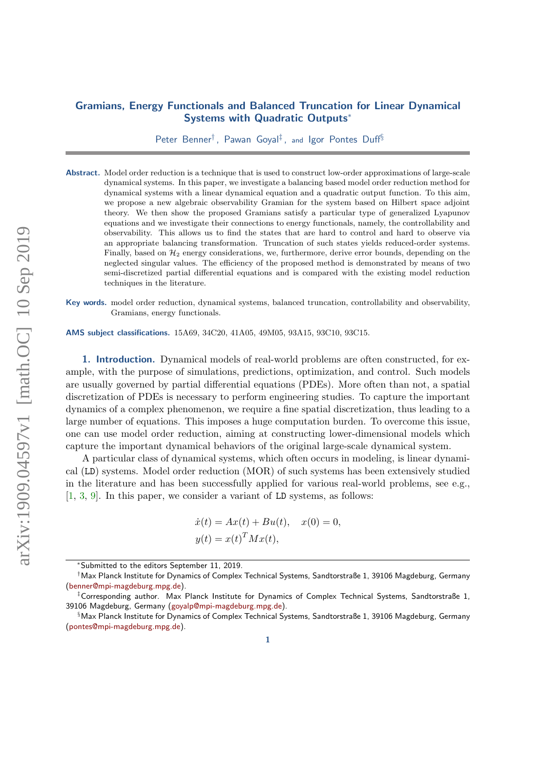# Gramians, Energy Functionals and Balanced Truncation for Linear Dynamical Systems with Quadratic Outputs*

Peter Benner[†], Pawan Goyal[‡], and Igor Pontes Duff[§]

**Abstract.** Model order reduction is a technique that is used to construct low-order approximations of large-scale dynamical systems. In this paper, we investigate a balancing based model order reduction method for dynamical systems with a linear dynamical equation and a quadratic output function. To this aim, we propose a new algebraic observability Gramian for the system based on Hilbert space adjoint theory. We then show the proposed Gramians satisfy a particular type of generalized Lyapunov equations and we investigate their connections to energy functionals, namely, the controllability and observability. This allows us to find the states that are hard to control and hard to observe via an appropriate balancing transformation. Truncation of such states yields reduced-order systems. Finally, based on $\mathcal{H}_2$ energy considerations, we, furthermore, derive error bounds, depending on the neglected singular values. The efficiency of the proposed method is demonstrated by means of two semi-discretized partial differential equations and is compared with the existing model reduction techniques in the literature.

**Key words.** model order reduction, dynamical systems, balanced truncation, controllability and observability, Gramians, energy functionals.

**AMS subject classifications.** 15A69, 34C20, 41A05, 49M05, 93A15, 93C10, 93C15.

## 1. Introduction.

Dynamical models of real-world problems are often constructed, for example, with the purpose of simulations, predictions, optimization, and control. Such models are usually governed by partial differential equations (PDEs). More often than not, a spatial discretization of PDEs is necessary to perform engineering studies. To capture the important dynamics of a complex phenomenon, we require a fine spatial discretization, thus leading to a large number of equations. This imposes a huge computation burden. To overcome this issue, one can use model order reduction, aiming at constructing lower-dimensional models which capture the important dynamical behaviors of the original large-scale dynamical system.

A particular class of dynamical systems, which often occurs in modeling, is linear dynamical (LD) systems. Model order reduction (MOR) of such systems has been extensively studied in the literature and has been successfully applied for various real-world problems, see e.g., [1, 3, 9]. In this paper, we consider a variant of LD systems, as follows:

$$
\begin{aligned}
\dot{x}(t) &= Ax(t) + Bu(t), \quad x(0) = 0,\\
y(t) &= x(t)^T M x(t),
\end{aligned}
$$

---

*Submitted to the editors September 11, 2019.

[†]Max Planck Institute for Dynamics of Complex Technical Systems, Sandtorstraße 1, 39106 Magdeburg, Germany (benner@mpi-magdeburg.mpg.de).

[‡]Corresponding author. Max Planck Institute for Dynamics of Complex Technical Systems, Sandtorstraße 1, 39106 Magdeburg, Germany (goyalp@mpi-magdeburg.mpg.de).

[§]Max Planck Institute for Dynamics of Complex Technical Systems, Sandtorstraße 1, 39106 Magdeburg, Germany (pontes@mpi-magdeburg.mpg.de).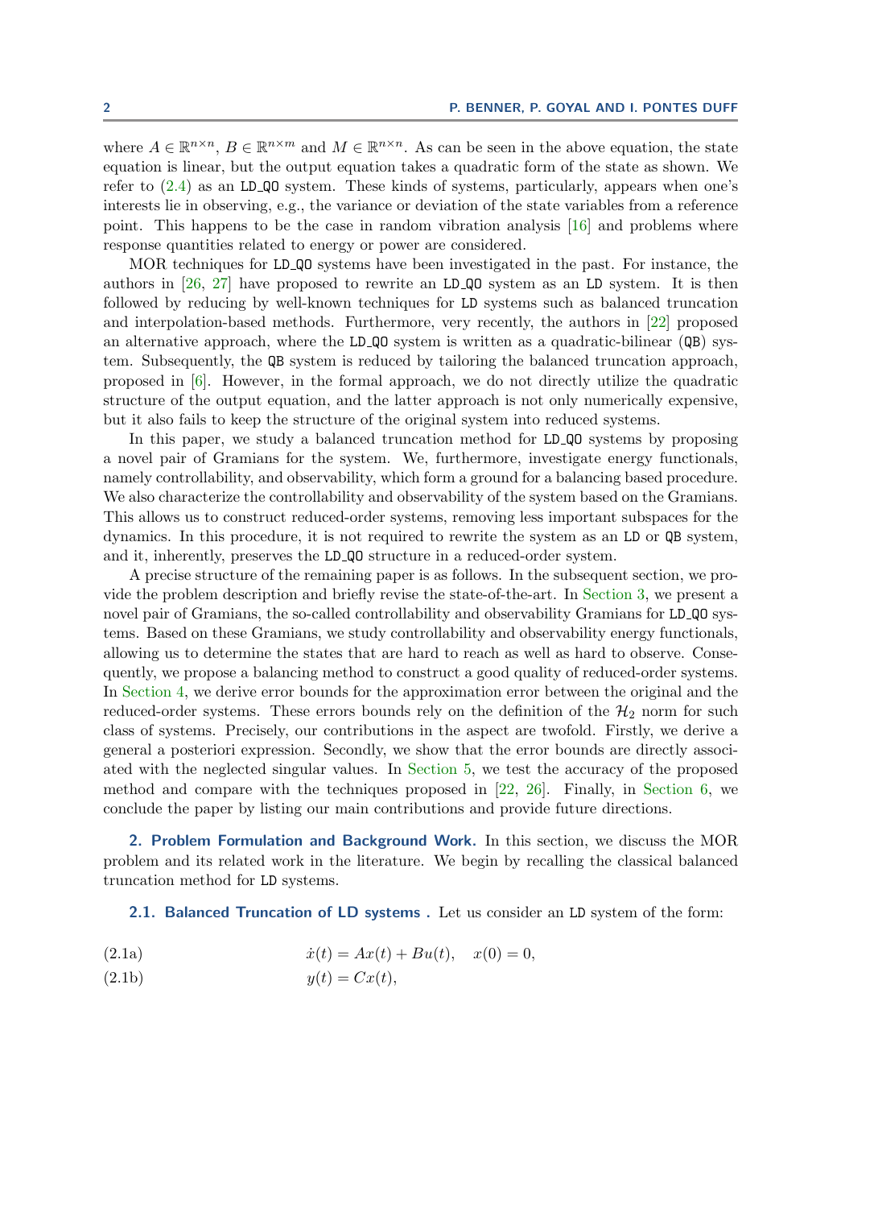where $A \in \mathbb{R}^{n\times n}$, $B \in \mathbb{R}^{n\times m}$ and $M \in \mathbb{R}^{n\times n}$. As can be seen in the above equation, the state equation is linear, but the output equation takes a quadratic form of the state as shown. We refer to (2.4) as an `LD_QO` system. These kinds of systems, particularly, appears when one's interests lie in observing, e.g., the variance or deviation of the state variables from a reference point. This happens to be the case in random vibration analysis [16] and problems where response quantities related to energy or power are considered.

MOR techniques for `LD_QO` systems have been investigated in the past. For instance, the authors in [26, 27] have proposed to rewrite an `LD_QO` system as an `LD` system. It is then followed by reducing by well-known techniques for `LD` systems such as balanced truncation and interpolation-based methods. Furthermore, very recently, the authors in [22] proposed an alternative approach, where the `LD_QO` system is written as a quadratic-bilinear (`QB`) system. Subsequently, the `QB` system is reduced by tailoring the balanced truncation approach, proposed in [6]. However, in the formal approach, we do not directly utilize the quadratic structure of the output equation, and the latter approach is not only numerically expensive, but it also fails to keep the structure of the original system into reduced systems.

In this paper, we study a balanced truncation method for `LD_QO` systems by proposing a novel pair of Gramians for the system. We, furthermore, investigate energy functionals, namely controllability, and observability, which form a ground for a balancing based procedure. We also characterize the controllability and observability of the system based on the Gramians. This allows us to construct reduced-order systems, removing less important subspaces for the dynamics. In this procedure, it is not required to rewrite the system as an `LD` or `QB` system, and it, inherently, preserves the `LD_QO` structure in a reduced-order system.

A precise structure of the remaining paper is as follows. In the subsequent section, we provide the problem description and briefly revise the state-of-the-art. In Section 3, we present a novel pair of Gramians, the so-called controllability and observability Gramians for `LD_QO` systems. Based on these Gramians, we study controllability and observability energy functionals, allowing us to determine the states that are hard to reach as well as hard to observe. Consequently, we propose a balancing method to construct a good quality of reduced-order systems. In Section 4, we derive error bounds for the approximation error between the original and the reduced-order systems. These errors bounds rely on the definition of the $\mathcal{H}_2$ norm for such class of systems. Precisely, our contributions in the aspect are twofold. Firstly, we derive a general a posteriori expression. Secondly, we show that the error bounds are directly associated with the neglected singular values. In Section 5, we test the accuracy of the proposed method and compare with the techniques proposed in [22, 26]. Finally, in Section 6, we conclude the paper by listing our main contributions and provide future directions.

## 2. Problem Formulation and Background Work.

In this section, we discuss the MOR problem and its related work in the literature. We begin by recalling the classical balanced truncation method for `LD` systems.

### 2.1. Balanced Truncation of LD systems .

Let us consider an `LD` system of the form:

$$\dot{x}(t) = Ax(t) + Bu(t), \quad x(0) = 0, \tag{2.1a}$$

$$y(t) = Cx(t), \tag{2.1b}$$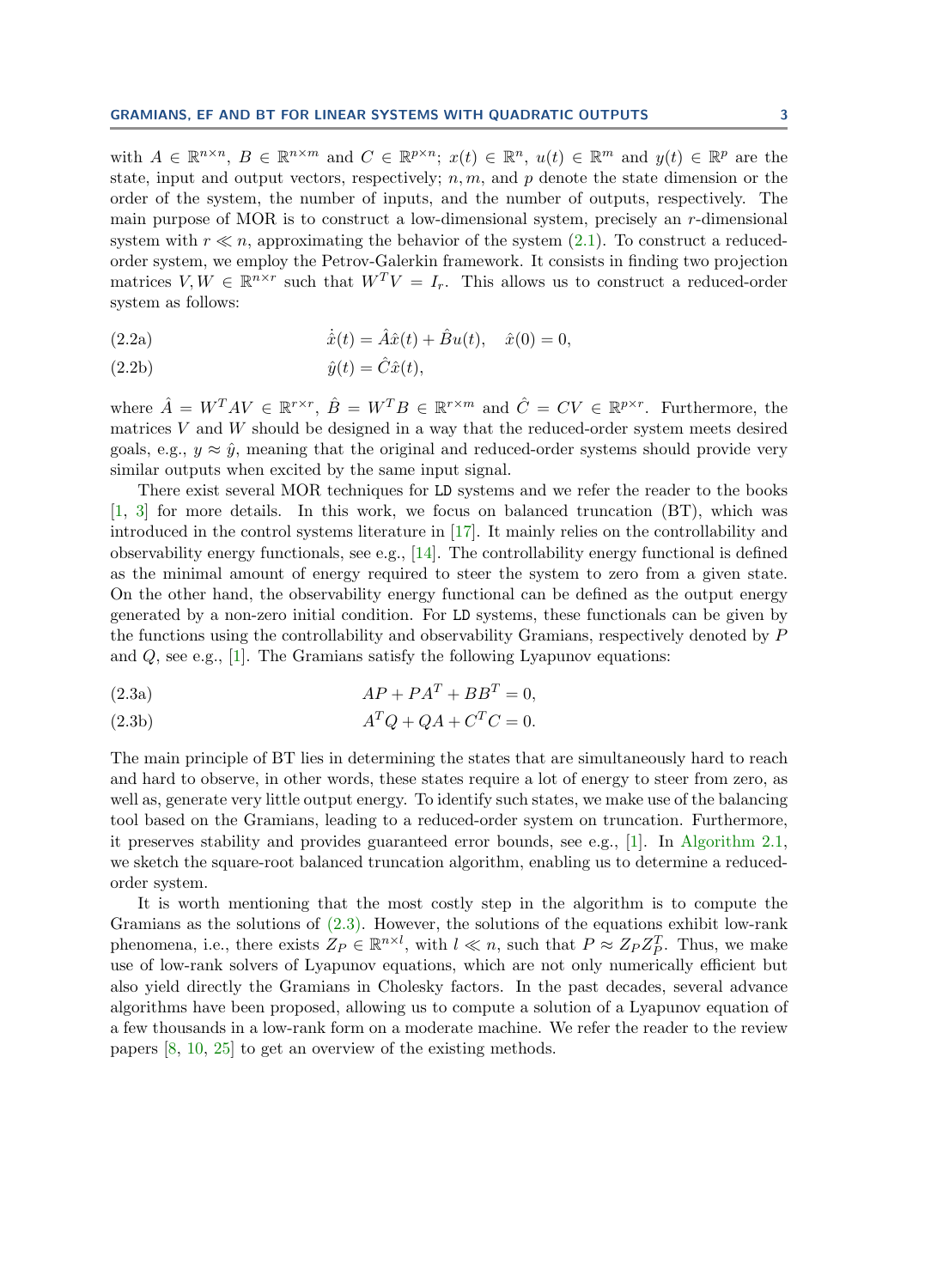with $A \in \mathbb{R}^{n\times n}$, $B \in \mathbb{R}^{n\times m}$ and $C \in \mathbb{R}^{p\times n}$; $x(t) \in \mathbb{R}^n$, $u(t) \in \mathbb{R}^m$ and $y(t) \in \mathbb{R}^p$ are the state, input and output vectors, respectively; $n, m$, and $p$ denote the state dimension or the order of the system, the number of inputs, and the number of outputs, respectively. The main purpose of MOR is to construct a low-dimensional system, precisely an $r$-dimensional system with $r \ll n$, approximating the behavior of the system (2.1). To construct a reduced-order system, we employ the Petrov-Galerkin framework. It consists in finding two projection matrices $V, W \in \mathbb{R}^{n\times r}$ such that $W^T V = I_r$. This allows us to construct a reduced-order system as follows:

$$\dot{\hat{x}}(t) = \hat{A}\hat{x}(t) + \hat{B}u(t), \quad \hat{x}(0) = 0, \tag{2.2a}$$

$$\hat{y}(t) = \hat{C}\hat{x}(t), \tag{2.2b}$$

where $\hat{A} = W^T AV \in \mathbb{R}^{r\times r}$, $\hat{B} = W^T B \in \mathbb{R}^{r\times m}$ and $\hat{C} = CV \in \mathbb{R}^{p\times r}$. Furthermore, the matrices $V$ and $W$ should be designed in a way that the reduced-order system meets desired goals, e.g., $y \approx \hat{y}$, meaning that the original and reduced-order systems should provide very similar outputs when excited by the same input signal.

There exist several MOR techniques for LD systems and we refer the reader to the books [1, 3] for more details. In this work, we focus on balanced truncation (BT), which was introduced in the control systems literature in [17]. It mainly relies on the controllability and observability energy functionals, see e.g., [14]. The controllability energy functional is defined as the minimal amount of energy required to steer the system to zero from a given state. On the other hand, the observability energy functional can be defined as the output energy generated by a non-zero initial condition. For LD systems, these functionals can be given by the functions using the controllability and observability Gramians, respectively denoted by $P$ and $Q$, see e.g., [1]. The Gramians satisfy the following Lyapunov equations:

$$AP + PA^T + BB^T = 0, \tag{2.3a}$$

$$A^T Q + QA + C^T C = 0. \tag{2.3b}$$

The main principle of BT lies in determining the states that are simultaneously hard to reach and hard to observe, in other words, these states require a lot of energy to steer from zero, as well as, generate very little output energy. To identify such states, we make use of the balancing tool based on the Gramians, leading to a reduced-order system on truncation. Furthermore, it preserves stability and provides guaranteed error bounds, see e.g., [1]. In Algorithm 2.1, we sketch the square-root balanced truncation algorithm, enabling us to determine a reduced-order system.

It is worth mentioning that the most costly step in the algorithm is to compute the Gramians as the solutions of (2.3). However, the solutions of the equations exhibit low-rank phenomena, i.e., there exists $Z_P \in \mathbb{R}^{n\times l}$, with $l \ll n$, such that $P \approx Z_P Z_P^T$. Thus, we make use of low-rank solvers of Lyapunov equations, which are not only numerically efficient but also yield directly the Gramians in Cholesky factors. In the past decades, several advance algorithms have been proposed, allowing us to compute a solution of a Lyapunov equation of a few thousands in a low-rank form on a moderate machine. We refer the reader to the review papers [8, 10, 25] to get an overview of the existing methods.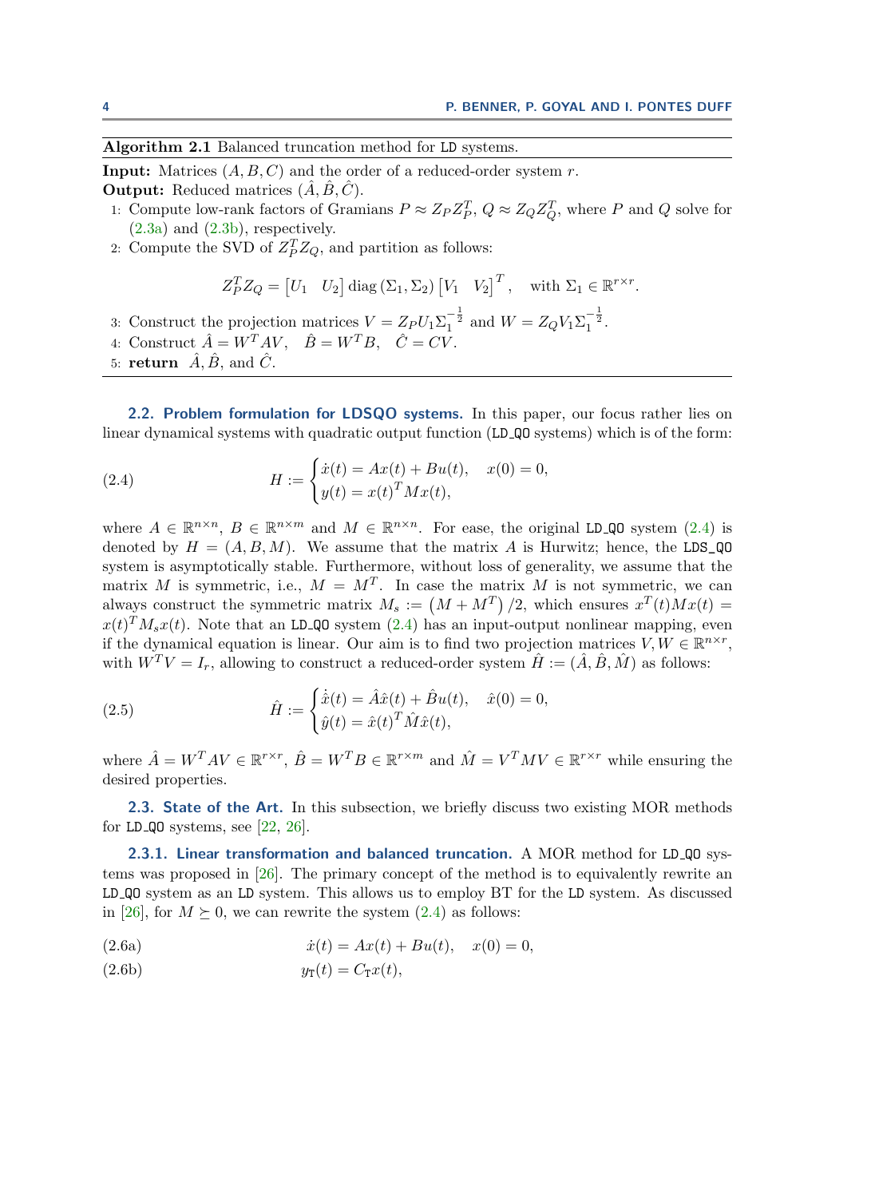**Algorithm 2.1** Balanced truncation method for LD systems.

**Input:** Matrices $(A, B, C)$ and the order of a reduced-order system $r$.
**Output:** Reduced matrices $(\hat{A}, \hat{B}, \hat{C})$.

1: Compute low-rank factors of Gramians $P \approx Z_P Z_P^T$, $Q \approx Z_Q Z_Q^T$, where $P$ and $Q$ solve for (2.3a) and (2.3b), respectively.
2: Compute the SVD of $Z_P^T Z_Q$, and partition as follows:

$$Z_P^T Z_Q = \begin{bmatrix} U_1 & U_2 \end{bmatrix} \operatorname{diag}(\Sigma_1, \Sigma_2) \begin{bmatrix} V_1 & V_2 \end{bmatrix}^T, \quad \text{with } \Sigma_1 \in \mathbb{R}^{r \times r}.$$

3: Construct the projection matrices $V = Z_P U_1 \Sigma_1^{-\frac{1}{2}}$ and $W = Z_Q V_1 \Sigma_1^{-\frac{1}{2}}$.
4: Construct $\hat{A} = W^T A V$, $\quad \hat{B} = W^T B$, $\quad \hat{C} = CV$.
5: **return** $\hat{A}, \hat{B}$, and $\hat{C}$.

**2.2. Problem formulation for LDSQO systems.** In this paper, our focus rather lies on linear dynamical systems with quadratic output function (LD_QO systems) which is of the form:

$$H := \begin{cases} \dot{x}(t) = Ax(t) + Bu(t), & x(0) = 0, \\ y(t) = x(t)^T M x(t), \end{cases} \tag{2.4}$$

where $A \in \mathbb{R}^{n \times n}$, $B \in \mathbb{R}^{n \times m}$ and $M \in \mathbb{R}^{n \times n}$. For ease, the original LD_QO system (2.4) is denoted by $H = (A, B, M)$. We assume that the matrix $A$ is Hurwitz; hence, the LDS_QO system is asymptotically stable. Furthermore, without loss of generality, we assume that the matrix $M$ is symmetric, i.e., $M = M^T$. In case the matrix $M$ is not symmetric, we can always construct the symmetric matrix $M_s := \left(M + M^T\right)/2$, which ensures $x^T(t)Mx(t) = x(t)^T M_s x(t)$. Note that an LD_QO system (2.4) has an input-output nonlinear mapping, even if the dynamical equation is linear. Our aim is to find two projection matrices $V, W \in \mathbb{R}^{n \times r}$, with $W^T V = I_r$, allowing to construct a reduced-order system $\hat{H} := (\hat{A}, \hat{B}, \hat{M})$ as follows:

$$\hat{H} := \begin{cases} \dot{\hat{x}}(t) = \hat{A}\hat{x}(t) + \hat{B}u(t), & \hat{x}(0) = 0, \\ \hat{y}(t) = \hat{x}(t)^T \hat{M} \hat{x}(t), \end{cases} \tag{2.5}$$

where $\hat{A} = W^T A V \in \mathbb{R}^{r \times r}$, $\hat{B} = W^T B \in \mathbb{R}^{r \times m}$ and $\hat{M} = V^T M V \in \mathbb{R}^{r \times r}$ while ensuring the desired properties.

**2.3. State of the Art.** In this subsection, we briefly discuss two existing MOR methods for LD_QO systems, see [22, 26].

**2.3.1. Linear transformation and balanced truncation.** A MOR method for LD_QO systems was proposed in [26]. The primary concept of the method is to equivalently rewrite an LD_QO system as an LD system. This allows us to employ BT for the LD system. As discussed in [26], for $M \succeq 0$, we can rewrite the system (2.4) as follows:

$$\dot{x}(t) = Ax(t) + Bu(t), \quad x(0) = 0, \tag{2.6a}$$

$$y_{\mathrm{T}}(t) = C_{\mathrm{T}} x(t), \tag{2.6b}$$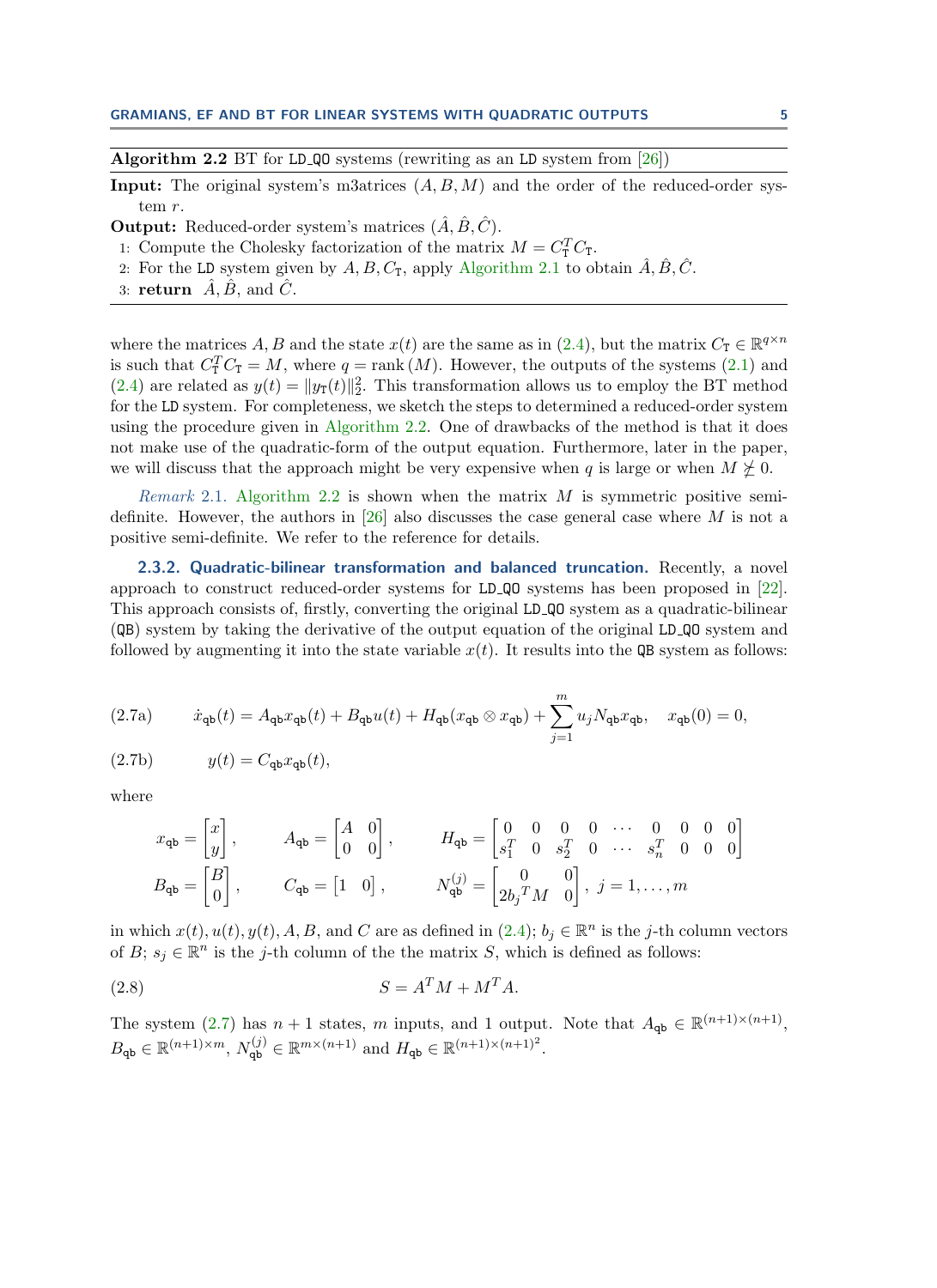**Algorithm 2.2** BT for LD_QO systems (rewriting as an LD system from [26])

**Input:** The original system's m3atrices $(A, B, M)$ and the order of the reduced-order system $r$.

**Output:** Reduced-order system's matrices $(\hat{A}, \hat{B}, \hat{C})$.

1: Compute the Cholesky factorization of the matrix $M = C_{\mathtt{T}}^T C_{\mathtt{T}}$.
2: For the LD system given by $A, B, C_{\mathtt{T}}$, apply Algorithm 2.1 to obtain $\hat{A}, \hat{B}, \hat{C}$.
3: **return** $\hat{A}, \hat{B}$, and $\hat{C}$.

where the matrices $A, B$ and the state $x(t)$ are the same as in (2.4), but the matrix $C_{\mathtt{T}} \in \mathbb{R}^{q\times n}$ is such that $C_{\mathtt{T}}^T C_{\mathtt{T}} = M$, where $q = \operatorname{rank}(M)$. However, the outputs of the systems (2.1) and (2.4) are related as $y(t) = \|y_{\mathtt{T}}(t)\|_2^2$. This transformation allows us to employ the BT method for the LD system. For completeness, we sketch the steps to determined a reduced-order system using the procedure given in Algorithm 2.2. One of drawbacks of the method is that it does not make use of the quadratic-form of the output equation. Furthermore, later in the paper, we will discuss that the approach might be very expensive when $q$ is large or when $M \not\succeq 0$.

*Remark* 2.1. Algorithm 2.2 is shown when the matrix $M$ is symmetric positive semi-definite. However, the authors in [26] also discusses the case general case where $M$ is not a positive semi-definite. We refer to the reference for details.

**2.3.2. Quadratic-bilinear transformation and balanced truncation.** Recently, a novel approach to construct reduced-order systems for LD_QO systems has been proposed in [22]. This approach consists of, firstly, converting the original LD_QO system as a quadratic-bilinear (QB) system by taking the derivative of the output equation of the original LD_QO system and followed by augmenting it into the state variable $x(t)$. It results into the QB system as follows:

$$\dot{x}_{\mathtt{qb}}(t) = A_{\mathtt{qb}} x_{\mathtt{qb}}(t) + B_{\mathtt{qb}} u(t) + H_{\mathtt{qb}}(x_{\mathtt{qb}} \otimes x_{\mathtt{qb}}) + \sum_{j=1}^{m} u_j N_{\mathtt{qb}} x_{\mathtt{qb}}, \quad x_{\mathtt{qb}}(0) = 0, \tag{2.7a}$$

$$y(t) = C_{\mathtt{qb}} x_{\mathtt{qb}}(t), \tag{2.7b}$$

where

$$x_{\mathtt{qb}} = \begin{bmatrix} x \\ y \end{bmatrix}, \qquad A_{\mathtt{qb}} = \begin{bmatrix} A & 0 \\ 0 & 0 \end{bmatrix}, \qquad H_{\mathtt{qb}} = \begin{bmatrix} 0 & 0 & 0 & 0 & \cdots & 0 & 0 & 0 & 0 \\ s_1^T & 0 & s_2^T & 0 & \cdots & s_n^T & 0 & 0 & 0 \end{bmatrix}$$

$$B_{\mathtt{qb}} = \begin{bmatrix} B \\ 0 \end{bmatrix}, \qquad C_{\mathtt{qb}} = \begin{bmatrix} 1 & 0 \end{bmatrix}, \qquad N_{\mathtt{qb}}^{(j)} = \begin{bmatrix} 0 & 0 \\ 2{b_j}^T M & 0 \end{bmatrix}, \ j = 1, \ldots, m$$

in which $x(t), u(t), y(t), A, B$, and $C$ are as defined in (2.4); $b_j \in \mathbb{R}^n$ is the $j$-th column vectors of $B$; $s_j \in \mathbb{R}^n$ is the $j$-th column of the the matrix $S$, which is defined as follows:

$$S = A^T M + M^T A. \tag{2.8}$$

The system (2.7) has $n+1$ states, $m$ inputs, and 1 output. Note that $A_{\mathtt{qb}} \in \mathbb{R}^{(n+1)\times(n+1)}$, $B_{\mathtt{qb}} \in \mathbb{R}^{(n+1)\times m}$, $N_{\mathtt{qb}}^{(j)} \in \mathbb{R}^{m\times(n+1)}$ and $H_{\mathtt{qb}} \in \mathbb{R}^{(n+1)\times(n+1)^2}$.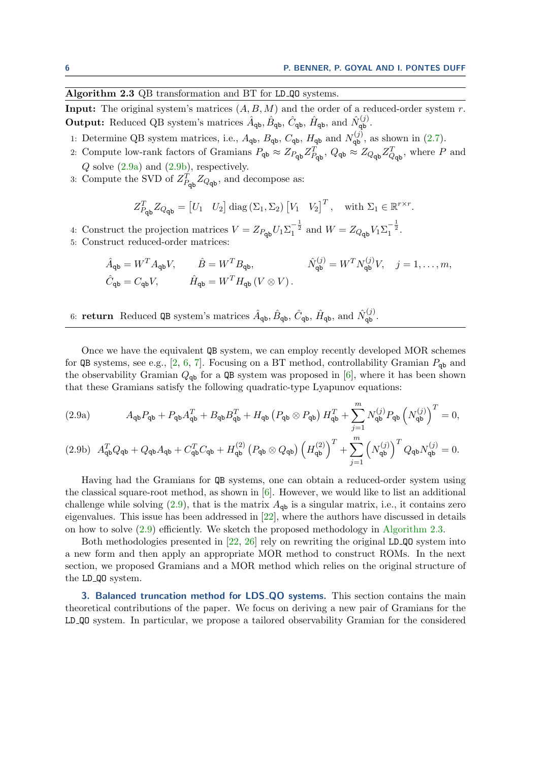**Algorithm 2.3** QB transformation and BT for LD_QO systems.

**Input:** The original system's matrices $(A, B, M)$ and the order of a reduced-order system $r$.
**Output:** Reduced QB system's matrices $\hat{A}_{\texttt{qb}}$, $\hat{B}_{\texttt{qb}}$, $\hat{C}_{\texttt{qb}}$, $\hat{H}_{\texttt{qb}}$, and $\hat{N}_{\texttt{qb}}^{(j)}$.

1. Determine QB system matrices, i.e., $A_{\texttt{qb}}$, $B_{\texttt{qb}}$, $C_{\texttt{qb}}$, $H_{\texttt{qb}}$ and $N_{\texttt{qb}}^{(j)}$, as shown in (2.7).
2. Compute low-rank factors of Gramians $P_{\texttt{qb}} \approx Z_{P_{\texttt{qb}}} Z_{P_{\texttt{qb}}}^T$, $Q_{\texttt{qb}} \approx Z_{Q_{\texttt{qb}}} Z_{Q_{\texttt{qb}}}^T$, where $P$ and $Q$ solve (2.9a) and (2.9b), respectively.
3. Compute the SVD of $Z_{P_{\texttt{qb}}}^T Z_{Q_{\texttt{qb}}}$, and decompose as:
$$Z_{P_{\texttt{qb}}}^T Z_{Q_{\texttt{qb}}} = \begin{bmatrix} U_1 & U_2 \end{bmatrix} \operatorname{diag}(\Sigma_1, \Sigma_2) \begin{bmatrix} V_1 & V_2 \end{bmatrix}^T, \quad \text{with } \Sigma_1 \in \mathbb{R}^{r \times r}.$$
4. Construct the projection matrices $V = Z_{P_{\texttt{qb}}} U_1 \Sigma_1^{-\frac{1}{2}}$ and $W = Z_{Q_{\texttt{qb}}} V_1 \Sigma_1^{-\frac{1}{2}}$.
5. Construct reduced-order matrices:
$$\begin{aligned}
&\hat{A}_{\texttt{qb}} = W^T A_{\texttt{qb}} V, \qquad \hat{B} = W^T B_{\texttt{qb}}, \qquad \hat{N}_{\texttt{qb}}^{(j)} = W^T N_{\texttt{qb}}^{(j)} V, \quad j = 1, \ldots, m, \\
&\hat{C}_{\texttt{qb}} = C_{\texttt{qb}} V, \qquad \hat{H}_{\texttt{qb}} = W^T H_{\texttt{qb}} (V \otimes V).
\end{aligned}$$
6. **return** Reduced QB system's matrices $\hat{A}_{\texttt{qb}}$, $\hat{B}_{\texttt{qb}}$, $\hat{C}_{\texttt{qb}}$, $\hat{H}_{\texttt{qb}}$, and $\hat{N}_{\texttt{qb}}^{(j)}$.

Once we have the equivalent QB system, we can employ recently developed MOR schemes for QB systems, see e.g., [2, 6, 7]. Focusing on a BT method, controllability Gramian $P_{\texttt{qb}}$ and the observability Gramian $Q_{\texttt{qb}}$ for a QB system was proposed in [6], where it has been shown that these Gramians satisfy the following quadratic-type Lyapunov equations:

$$A_{\texttt{qb}} P_{\texttt{qb}} + P_{\texttt{qb}} A_{\texttt{qb}}^T + B_{\texttt{qb}} B_{\texttt{qb}}^T + H_{\texttt{qb}} \left(P_{\texttt{qb}} \otimes P_{\texttt{qb}}\right) H_{\texttt{qb}}^T + \sum_{j=1}^{m} N_{\texttt{qb}}^{(j)} P_{\texttt{qb}} \left(N_{\texttt{qb}}^{(j)}\right)^T = 0, \tag{2.9a}$$

$$A_{\texttt{qb}}^T Q_{\texttt{qb}} + Q_{\texttt{qb}} A_{\texttt{qb}} + C_{\texttt{qb}}^T C_{\texttt{qb}} + H_{\texttt{qb}}^{(2)} \left(P_{\texttt{qb}} \otimes Q_{\texttt{qb}}\right) \left(H_{\texttt{qb}}^{(2)}\right)^T + \sum_{j=1}^{m} \left(N_{\texttt{qb}}^{(j)}\right)^T Q_{\texttt{qb}} N_{\texttt{qb}}^{(j)} = 0. \tag{2.9b}$$

Having had the Gramians for QB systems, one can obtain a reduced-order system using the classical square-root method, as shown in [6]. However, we would like to list an additional challenge while solving (2.9), that is the matrix $A_{\texttt{qb}}$ is a singular matrix, i.e., it contains zero eigenvalues. This issue has been addressed in [22], where the authors have discussed in details on how to solve (2.9) efficiently. We sketch the proposed methodology in Algorithm 2.3.

Both methodologies presented in [22, 26] rely on rewriting the original LD_QO system into a new form and then apply an appropriate MOR method to construct ROMs. In the next section, we proposed Gramians and a MOR method which relies on the original structure of the LD_QO system.

## 3. Balanced truncation method for LDS_QO systems.

This section contains the main theoretical contributions of the paper. We focus on deriving a new pair of Gramians for the LD_QO system. In particular, we propose a tailored observability Gramian for the considered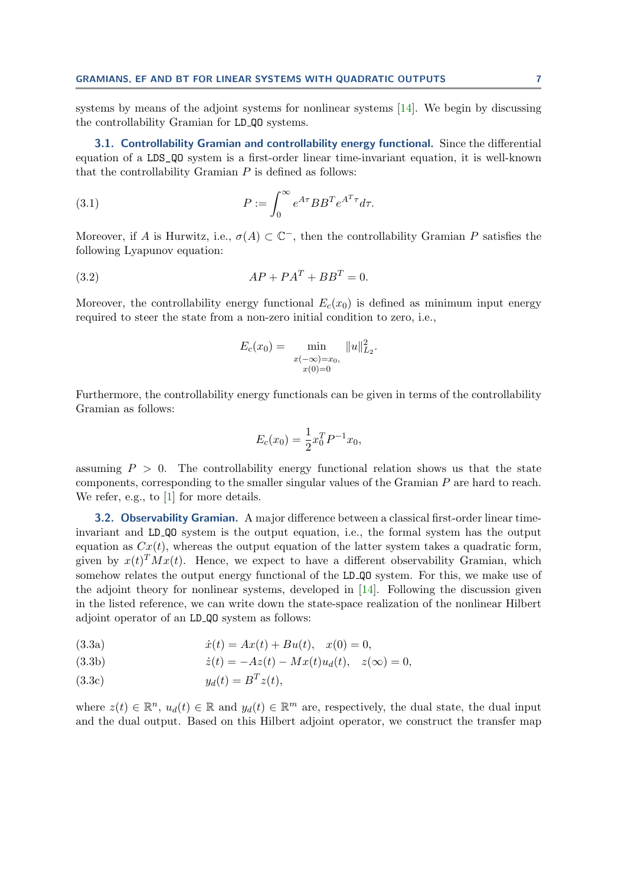systems by means of the adjoint systems for nonlinear systems [14]. We begin by discussing the controllability Gramian for LD_QO systems.

### 3.1. Controllability Gramian and controllability energy functional.

Since the differential equation of a LDS_QO system is a first-order linear time-invariant equation, it is well-known that the controllability Gramian $P$ is defined as follows:

$$P := \int_0^\infty e^{A\tau} B B^T e^{A^T \tau} d\tau. \tag{3.1}$$

Moreover, if $A$ is Hurwitz, i.e., $\sigma(A) \subset \mathbb{C}^-$, then the controllability Gramian $P$ satisfies the following Lyapunov equation:

$$AP + PA^T + BB^T = 0. \tag{3.2}$$

Moreover, the controllability energy functional $E_c(x_0)$ is defined as minimum input energy required to steer the state from a non-zero initial condition to zero, i.e.,

$$E_c(x_0) = \min_{\substack{x(-\infty)=x_0, \\ x(0)=0}} \|u\|^2_{L_2}.$$

Furthermore, the controllability energy functionals can be given in terms of the controllability Gramian as follows:

$$E_c(x_0) = \frac{1}{2} x_0^T P^{-1} x_0,$$

assuming $P > 0$. The controllability energy functional relation shows us that the state components, corresponding to the smaller singular values of the Gramian $P$ are hard to reach. We refer, e.g., to [1] for more details.

### 3.2. Observability Gramian.

A major difference between a classical first-order linear time-invariant and LD_QO system is the output equation, i.e., the formal system has the output equation as $Cx(t)$, whereas the output equation of the latter system takes a quadratic form, given by $x(t)^T M x(t)$. Hence, we expect to have a different observability Gramian, which somehow relates the output energy functional of the LD_QO system. For this, we make use of the adjoint theory for nonlinear systems, developed in [14]. Following the discussion given in the listed reference, we can write down the state-space realization of the nonlinear Hilbert adjoint operator of an LD_QO system as follows:

$$\dot{x}(t) = Ax(t) + Bu(t), \quad x(0) = 0, \tag{3.3a}$$

$$\dot{z}(t) = -Az(t) - Mx(t)u_d(t), \quad z(\infty) = 0, \tag{3.3b}$$

$$y_d(t) = B^T z(t), \tag{3.3c}$$

where $z(t) \in \mathbb{R}^n$, $u_d(t) \in \mathbb{R}$ and $y_d(t) \in \mathbb{R}^m$ are, respectively, the dual state, the dual input and the dual output. Based on this Hilbert adjoint operator, we construct the transfer map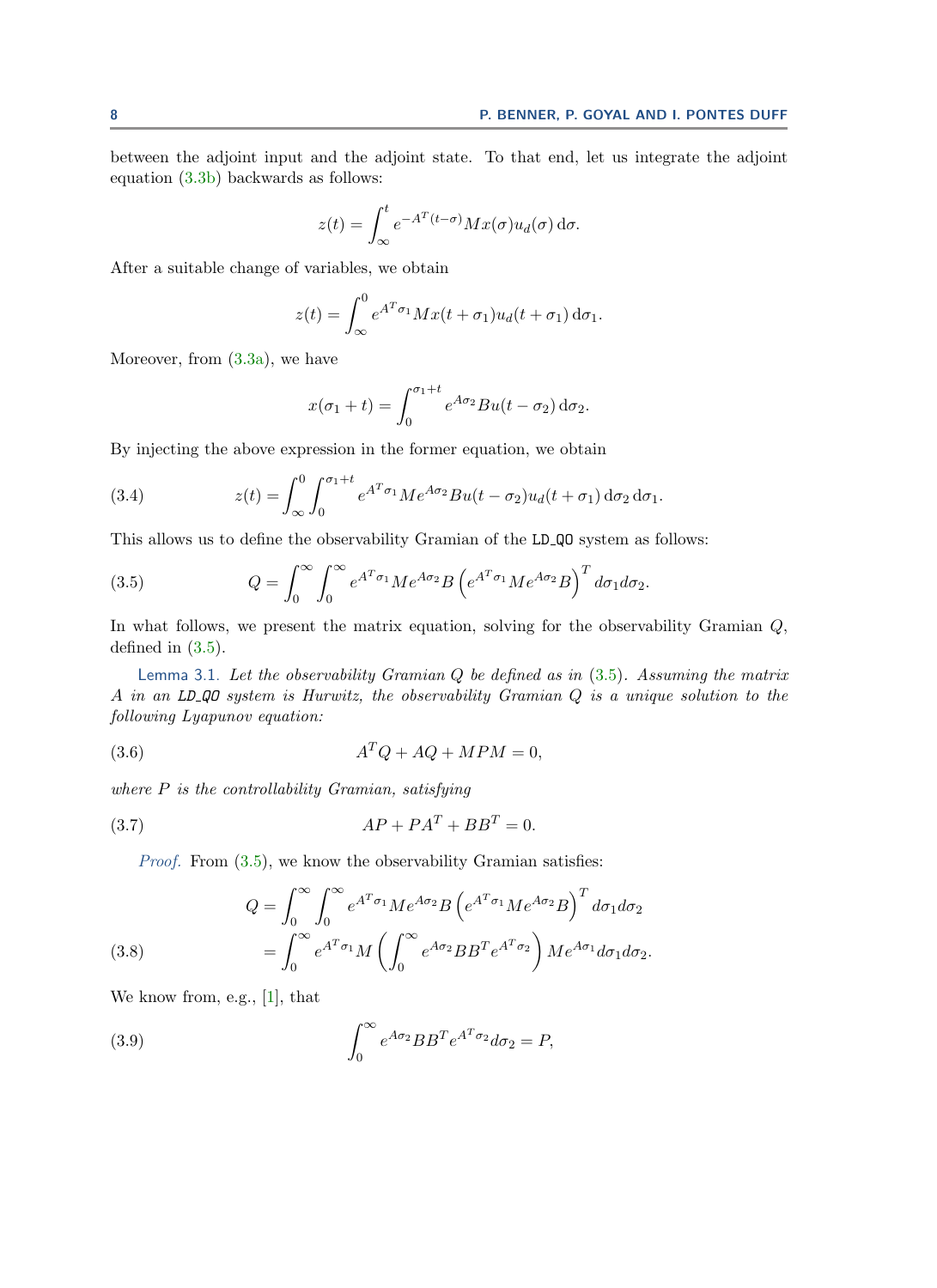between the adjoint input and the adjoint state. To that end, let us integrate the adjoint equation (3.3b) backwards as follows:

$$z(t) = \int_{\infty}^{t} e^{-A^T(t-\sigma)} M x(\sigma) u_d(\sigma)\,\mathrm{d}\sigma.$$

After a suitable change of variables, we obtain

$$z(t) = \int_{\infty}^{0} e^{A^T\sigma_1} M x(t+\sigma_1) u_d(t+\sigma_1)\,\mathrm{d}\sigma_1.$$

Moreover, from (3.3a), we have

$$x(\sigma_1 + t) = \int_{0}^{\sigma_1+t} e^{A\sigma_2} B u(t-\sigma_2)\,\mathrm{d}\sigma_2.$$

By injecting the above expression in the former equation, we obtain

$$z(t) = \int_{\infty}^{0}\int_{0}^{\sigma_1+t} e^{A^T\sigma_1} M e^{A\sigma_2} B u(t-\sigma_2) u_d(t+\sigma_1)\,\mathrm{d}\sigma_2\,\mathrm{d}\sigma_1. \tag{3.4}$$

This allows us to define the observability Gramian of the LD_QO system as follows:

$$Q = \int_{0}^{\infty}\int_{0}^{\infty} e^{A^T\sigma_1} M e^{A\sigma_2} B \left(e^{A^T\sigma_1} M e^{A\sigma_2} B\right)^T d\sigma_1 d\sigma_2. \tag{3.5}$$

In what follows, we present the matrix equation, solving for the observability Gramian $Q$, defined in (3.5).

Lemma 3.1. *Let the observability Gramian $Q$ be defined as in (3.5). Assuming the matrix $A$ in an LD_QO system is Hurwitz, the observability Gramian $Q$ is a unique solution to the following Lyapunov equation:*

$$A^T Q + AQ + MPM = 0, \tag{3.6}$$

*where $P$ is the controllability Gramian, satisfying*

$$AP + PA^T + BB^T = 0. \tag{3.7}$$

*Proof.* From (3.5), we know the observability Gramian satisfies:

$$\begin{aligned}
Q &= \int_{0}^{\infty}\int_{0}^{\infty} e^{A^T\sigma_1} M e^{A\sigma_2} B \left(e^{A^T\sigma_1} M e^{A\sigma_2} B\right)^T d\sigma_1 d\sigma_2 \\
&= \int_{0}^{\infty} e^{A^T\sigma_1} M \left(\int_{0}^{\infty} e^{A\sigma_2} BB^T e^{A^T\sigma_2}\right) M e^{A\sigma_1} d\sigma_1 d\sigma_2.
\end{aligned} \tag{3.8}$$

We know from, e.g., [1], that

$$\int_{0}^{\infty} e^{A\sigma_2} BB^T e^{A^T\sigma_2} d\sigma_2 = P, \tag{3.9}$$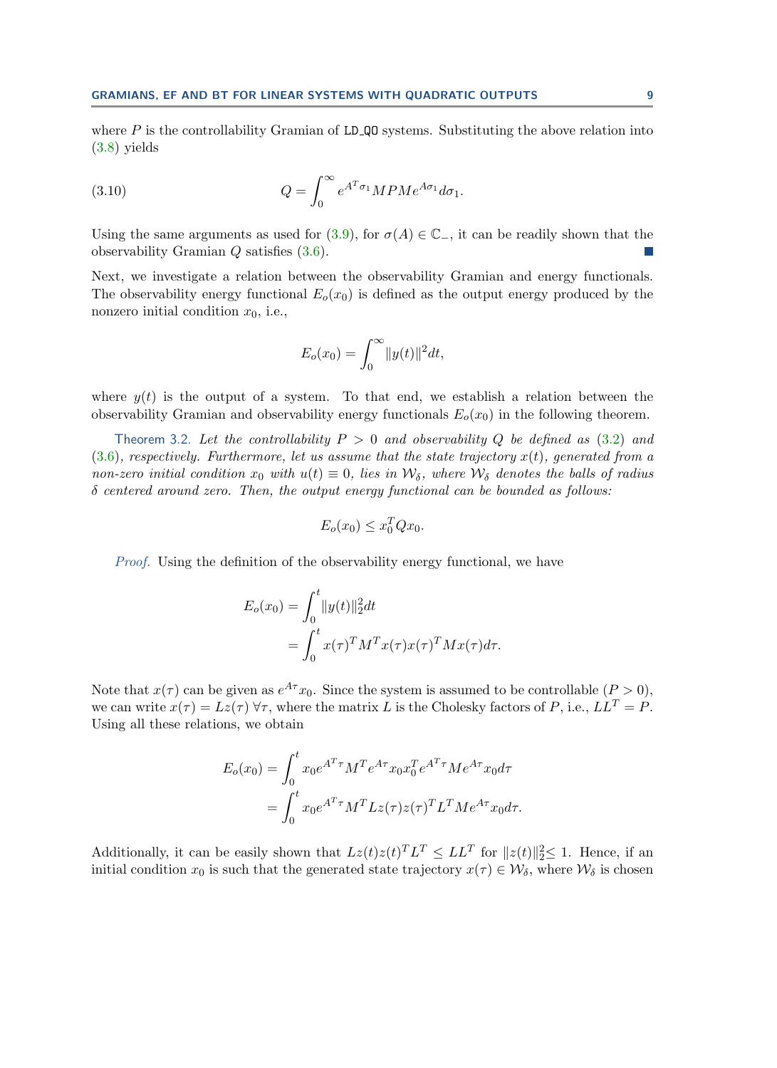where $P$ is the controllability Gramian of `LD_QO` systems. Substituting the above relation into (3.8) yields

$$Q = \int_0^\infty e^{A^T\sigma_1} MPMe^{A\sigma_1} d\sigma_1. \tag{3.10}$$

Using the same arguments as used for (3.9), for $\sigma(A) \in \mathbb{C}_-$, it can be readily shown that the observability Gramian $Q$ satisfies (3.6). ∎

Next, we investigate a relation between the observability Gramian and energy functionals. The observability energy functional $E_o(x_0)$ is defined as the output energy produced by the nonzero initial condition $x_0$, i.e.,

$$E_o(x_0) = \int_0^\infty \|y(t)\|^2 dt,$$

where $y(t)$ is the output of a system. To that end, we establish a relation between the observability Gramian and observability energy functionals $E_o(x_0)$ in the following theorem.

**Theorem 3.2.** *Let the controllability $P > 0$ and observability $Q$ be defined as (3.2) and (3.6), respectively. Furthermore, let us assume that the state trajectory $x(t)$, generated from a non-zero initial condition $x_0$ with $u(t) \equiv 0$, lies in $\mathcal{W}_\delta$, where $\mathcal{W}_\delta$ denotes the balls of radius $\delta$ centered around zero. Then, the output energy functional can be bounded as follows:*

$$E_o(x_0) \leq x_0^T Q x_0.$$

*Proof.* Using the definition of the observability energy functional, we have

$$\begin{aligned}
E_o(x_0) &= \int_0^t \|y(t)\|_2^2 dt \\
&= \int_0^t x(\tau)^T M^T x(\tau) x(\tau)^T M x(\tau) d\tau.
\end{aligned}$$

Note that $x(\tau)$ can be given as $e^{A\tau}x_0$. Since the system is assumed to be controllable ($P > 0$), we can write $x(\tau) = Lz(\tau)\ \forall \tau$, where the matrix $L$ is the Cholesky factors of $P$, i.e., $LL^T = P$. Using all these relations, we obtain

$$\begin{aligned}
E_o(x_0) &= \int_0^t x_0 e^{A^T\tau} M^T e^{A\tau} x_0 x_0^T e^{A^T\tau} M e^{A\tau} x_0 d\tau \\
&= \int_0^t x_0 e^{A^T\tau} M^T L z(\tau) z(\tau)^T L^T M e^{A\tau} x_0 d\tau.
\end{aligned}$$

Additionally, it can be easily shown that $Lz(t)z(t)^T L^T \leq LL^T$ for $\|z(t)\|_2^2 \leq 1$. Hence, if an initial condition $x_0$ is such that the generated state trajectory $x(\tau) \in \mathcal{W}_\delta$, where $\mathcal{W}_\delta$ is chosen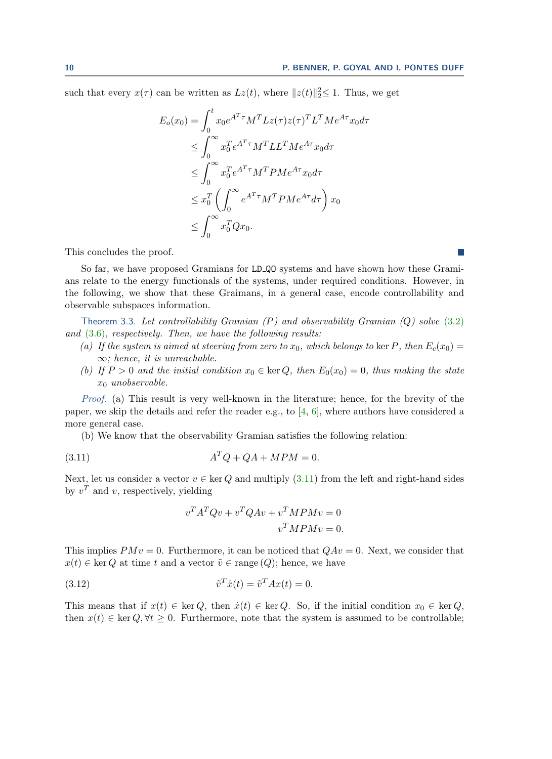such that every $x(\tau)$ can be written as $Lz(t)$, where $\|z(t)\|_2^2 \leq 1$. Thus, we get

$$
\begin{aligned}
E_o(x_0) &= \int_0^t x_0 e^{A^T\tau} M^T L z(\tau) z(\tau)^T L^T M e^{A\tau} x_0 d\tau \\
&\leq \int_0^\infty x_0^T e^{A^T\tau} M^T L L^T M e^{A\tau} x_0 d\tau \\
&\leq \int_0^\infty x_0^T e^{A^T\tau} M^T P M e^{A\tau} x_0 d\tau \\
&\leq x_0^T \left( \int_0^\infty e^{A^T\tau} M^T P M e^{A\tau} d\tau \right) x_0 \\
&\leq \int_0^\infty x_0^T Q x_0.
\end{aligned}
$$

This concludes the proof. ∎

So far, we have proposed Gramians for LD_QO systems and have shown how these Gramians relate to the energy functionals of the systems, under required conditions. However, in the following, we show that these Graimans, in a general case, encode controllability and observable subspaces information.

**Theorem 3.3.** *Let controllability Gramian ($P$) and observability Gramian ($Q$) solve (3.2) and (3.6), respectively. Then, we have the following results:*

*(a) If the system is aimed at steering from zero to $x_0$, which belongs to $\ker P$, then $E_c(x_0) = \infty$; hence, it is unreachable.*

*(b) If $P > 0$ and the initial condition $x_0 \in \ker Q$, then $E_0(x_0) = 0$, thus making the state $x_0$ unobservable.*

*Proof.* (a) This result is very well-known in the literature; hence, for the brevity of the paper, we skip the details and refer the reader e.g., to [4, 6], where authors have considered a more general case.

(b) We know that the observability Gramian satisfies the following relation:

$$
A^T Q + QA + MPM = 0. \tag{3.11}
$$

Next, let us consider a vector $v \in \ker Q$ and multiply (3.11) from the left and right-hand sides by $v^T$ and $v$, respectively, yielding

$$
\begin{aligned}
v^T A^T Q v + v^T Q A v + v^T M P M v &= 0 \\
v^T M P M v &= 0.
\end{aligned}
$$

This implies $PMv = 0$. Furthermore, it can be noticed that $QAv = 0$. Next, we consider that $x(t) \in \ker Q$ at time $t$ and a vector $\tilde{v} \in \operatorname{range}(Q)$; hence, we have

$$
\tilde{v}^T \dot{x}(t) = \tilde{v}^T A x(t) = 0. \tag{3.12}
$$

This means that if $x(t) \in \ker Q$, then $\dot{x}(t) \in \ker Q$. So, if the initial condition $x_0 \in \ker Q$, then $x(t) \in \ker Q, \forall t \geq 0$. Furthermore, note that the system is assumed to be controllable;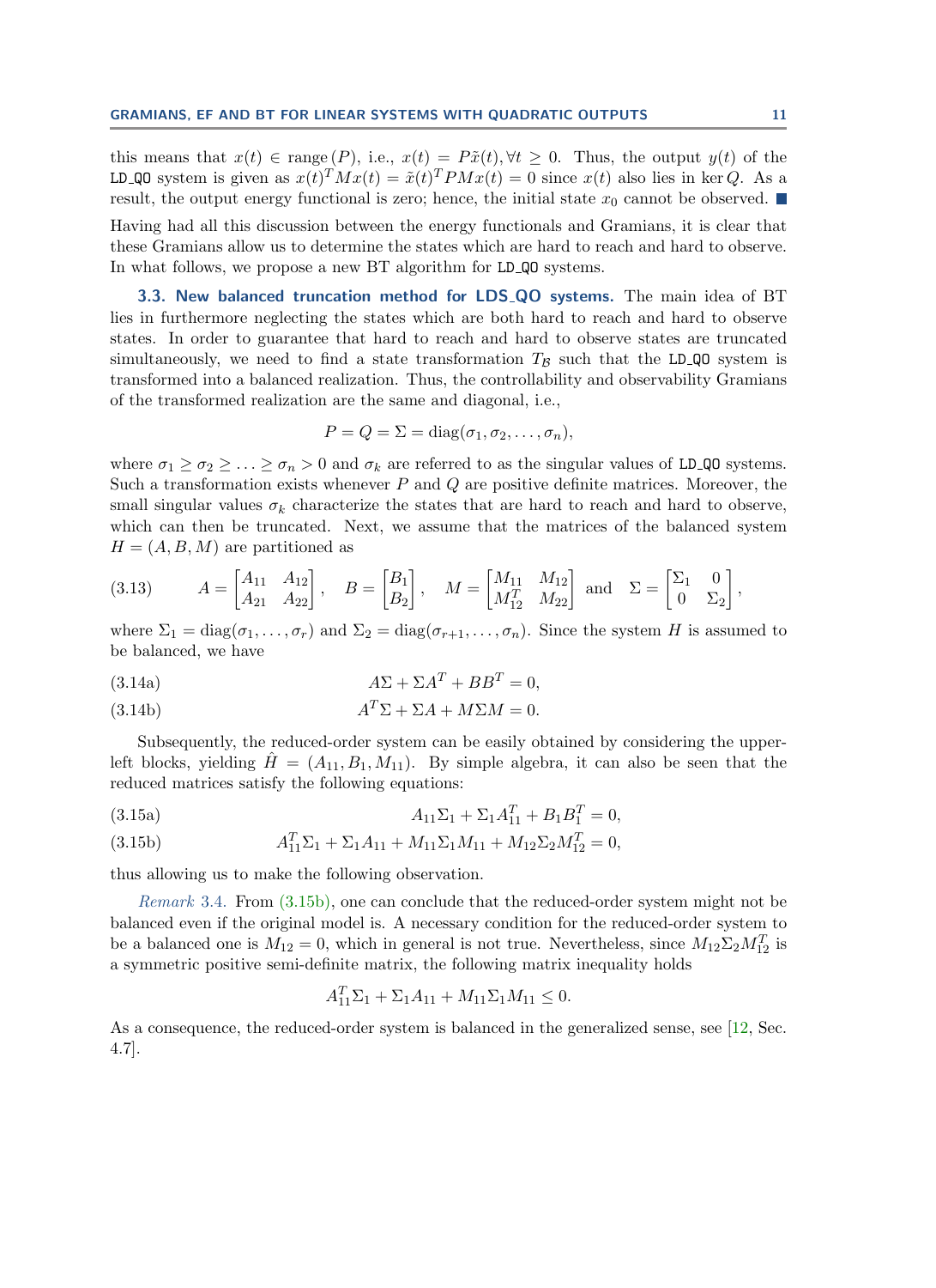this means that $x(t) \in \operatorname{range}(P)$, i.e., $x(t) = P\tilde{x}(t), \forall t \geq 0$. Thus, the output $y(t)$ of the LD_QO system is given as $x(t)^T M x(t) = \tilde{x}(t)^T P M x(t) = 0$ since $x(t)$ also lies in $\ker Q$. As a result, the output energy functional is zero; hence, the initial state $x_0$ cannot be observed. ■

Having had all this discussion between the energy functionals and Gramians, it is clear that these Gramians allow us to determine the states which are hard to reach and hard to observe. In what follows, we propose a new BT algorithm for LD_QO systems.

### 3.3. New balanced truncation method for LDS_QO systems.

The main idea of BT lies in furthermore neglecting the states which are both hard to reach and hard to observe states. In order to guarantee that hard to reach and hard to observe states are truncated simultaneously, we need to find a state transformation $T_{\mathcal{B}}$ such that the LD_QO system is transformed into a balanced realization. Thus, the controllability and observability Gramians of the transformed realization are the same and diagonal, i.e.,

$$P = Q = \Sigma = \operatorname{diag}(\sigma_1, \sigma_2, \ldots, \sigma_n),$$

where $\sigma_1 \geq \sigma_2 \geq \ldots \geq \sigma_n > 0$ and $\sigma_k$ are referred to as the singular values of LD_QO systems. Such a transformation exists whenever $P$ and $Q$ are positive definite matrices. Moreover, the small singular values $\sigma_k$ characterize the states that are hard to reach and hard to observe, which can then be truncated. Next, we assume that the matrices of the balanced system $H = (A, B, M)$ are partitioned as

$$A = \begin{bmatrix} A_{11} & A_{12} \\ A_{21} & A_{22} \end{bmatrix}, \quad B = \begin{bmatrix} B_1 \\ B_2 \end{bmatrix}, \quad M = \begin{bmatrix} M_{11} & M_{12} \\ M_{12}^T & M_{22} \end{bmatrix} \text{ and } \Sigma = \begin{bmatrix} \Sigma_1 & 0 \\ 0 & \Sigma_2 \end{bmatrix}, \tag{3.13}$$

where $\Sigma_1 = \operatorname{diag}(\sigma_1, \ldots, \sigma_r)$ and $\Sigma_2 = \operatorname{diag}(\sigma_{r+1}, \ldots, \sigma_n)$. Since the system $H$ is assumed to be balanced, we have

$$A\Sigma + \Sigma A^T + BB^T = 0, \tag{3.14a}$$

$$A^T\Sigma + \Sigma A + M\Sigma M = 0. \tag{3.14b}$$

Subsequently, the reduced-order system can be easily obtained by considering the upper-left blocks, yielding $\hat{H} = (A_{11}, B_1, M_{11})$. By simple algebra, it can also be seen that the reduced matrices satisfy the following equations:

$$A_{11}\Sigma_1 + \Sigma_1 A_{11}^T + B_1 B_1^T = 0, \tag{3.15a}$$

$$A_{11}^T\Sigma_1 + \Sigma_1 A_{11} + M_{11}\Sigma_1 M_{11} + M_{12}\Sigma_2 M_{12}^T = 0, \tag{3.15b}$$

thus allowing us to make the following observation.

*Remark* 3.4. From (3.15b), one can conclude that the reduced-order system might not be balanced even if the original model is. A necessary condition for the reduced-order system to be a balanced one is $M_{12} = 0$, which in general is not true. Nevertheless, since $M_{12}\Sigma_2 M_{12}^T$ is a symmetric positive semi-definite matrix, the following matrix inequality holds

$$A_{11}^T\Sigma_1 + \Sigma_1 A_{11} + M_{11}\Sigma_1 M_{11} \leq 0.$$

As a consequence, the reduced-order system is balanced in the generalized sense, see [12, Sec. 4.7].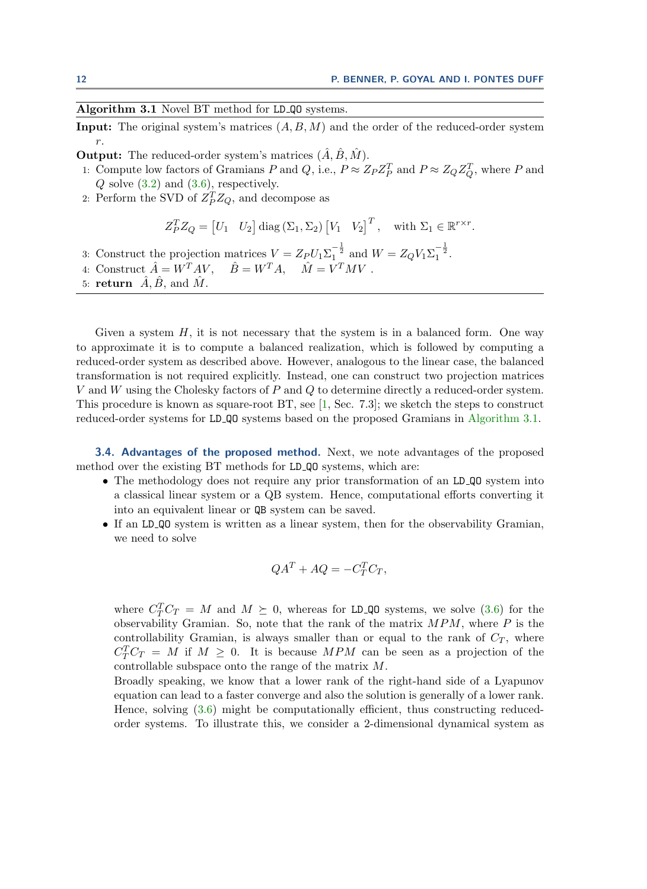**Algorithm 3.1** Novel BT method for LD_QO systems.

**Input:** The original system's matrices $(A, B, M)$ and the order of the reduced-order system $r$.

**Output:** The reduced-order system's matrices $(\hat{A}, \hat{B}, \hat{M})$.

1: Compute low factors of Gramians $P$ and $Q$, i.e., $P \approx Z_P Z_P^T$ and $P \approx Z_Q Z_Q^T$, where $P$ and $Q$ solve (3.2) and (3.6), respectively.

2: Perform the SVD of $Z_P^T Z_Q$, and decompose as

$$Z_P^T Z_Q = \begin{bmatrix} U_1 & U_2 \end{bmatrix} \operatorname{diag}(\Sigma_1, \Sigma_2) \begin{bmatrix} V_1 & V_2 \end{bmatrix}^T, \quad \text{with } \Sigma_1 \in \mathbb{R}^{r \times r}.$$

3: Construct the projection matrices $V = Z_P U_1 \Sigma_1^{-\frac{1}{2}}$ and $W = Z_Q V_1 \Sigma_1^{-\frac{1}{2}}$.

4: Construct $\hat{A} = W^T A V, \quad \hat{B} = W^T A, \quad \hat{M} = V^T M V$ .

5: **return** $\hat{A}, \hat{B}$, and $\hat{M}$.

Given a system $H$, it is not necessary that the system is in a balanced form. One way to approximate it is to compute a balanced realization, which is followed by computing a reduced-order system as described above. However, analogous to the linear case, the balanced transformation is not required explicitly. Instead, one can construct two projection matrices $V$ and $W$ using the Cholesky factors of $P$ and $Q$ to determine directly a reduced-order system. This procedure is known as square-root BT, see [1, Sec. 7.3]; we sketch the steps to construct reduced-order systems for LD_QO systems based on the proposed Gramians in Algorithm 3.1.

**3.4. Advantages of the proposed method.** Next, we note advantages of the proposed method over the existing BT methods for LD_QO systems, which are:

- The methodology does not require any prior transformation of an LD_QO system into a classical linear system or a QB system. Hence, computational efforts converting it into an equivalent linear or QB system can be saved.
- If an LD_QO system is written as a linear system, then for the observability Gramian, we need to solve

$$QA^T + AQ = -C_T^T C_T,$$

where $C_T^T C_T = M$ and $M \succeq 0$, whereas for LD_QO systems, we solve (3.6) for the observability Gramian. So, note that the rank of the matrix $MPM$, where $P$ is the controllability Gramian, is always smaller than or equal to the rank of $C_T$, where $C_T^T C_T = M$ if $M \geq 0$. It is because $MPM$ can be seen as a projection of the controllable subspace onto the range of the matrix $M$.

Broadly speaking, we know that a lower rank of the right-hand side of a Lyapunov equation can lead to a faster converge and also the solution is generally of a lower rank. Hence, solving (3.6) might be computationally efficient, thus constructing reduced-order systems. To illustrate this, we consider a 2-dimensional dynamical system as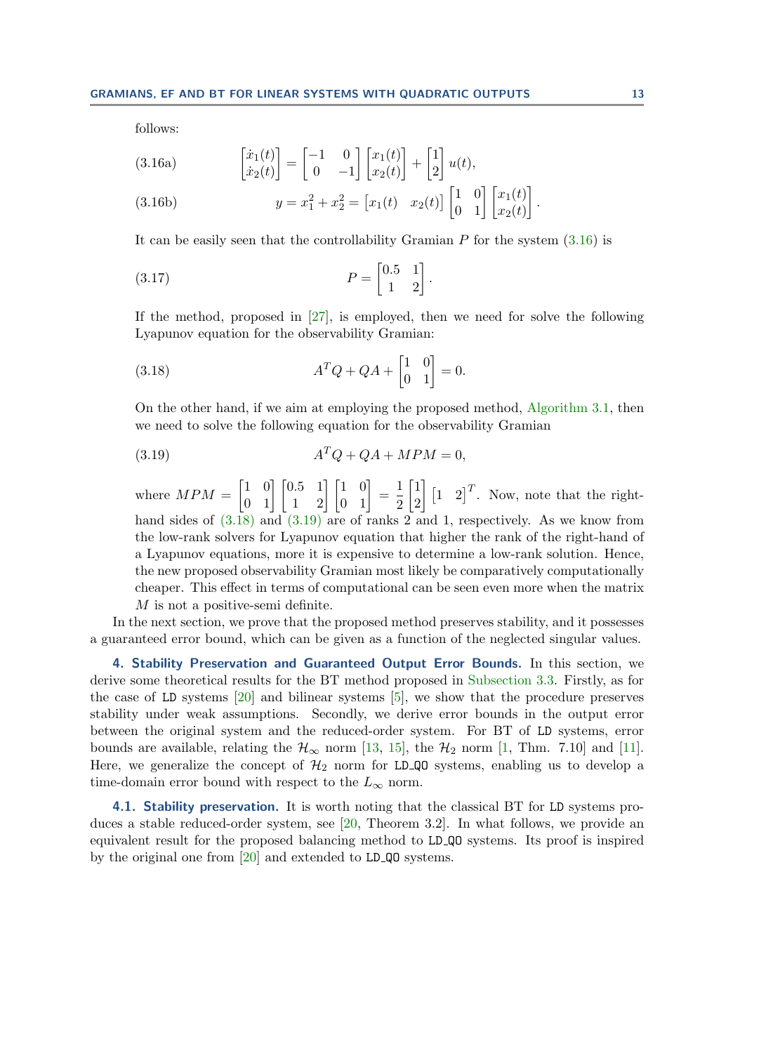follows:

$$
\begin{bmatrix} \dot{x}_1(t) \\ \dot{x}_2(t) \end{bmatrix} = \begin{bmatrix} -1 & 0 \\ 0 & -1 \end{bmatrix} \begin{bmatrix} x_1(t) \\ x_2(t) \end{bmatrix} + \begin{bmatrix} 1 \\ 2 \end{bmatrix} u(t), \tag{3.16a}
$$

$$
y = x_1^2 + x_2^2 = \begin{bmatrix} x_1(t) & x_2(t) \end{bmatrix} \begin{bmatrix} 1 & 0 \\ 0 & 1 \end{bmatrix} \begin{bmatrix} x_1(t) \\ x_2(t) \end{bmatrix}. \tag{3.16b}
$$

It can be easily seen that the controllability Gramian $P$ for the system (3.16) is

$$
P = \begin{bmatrix} 0.5 & 1 \\ 1 & 2 \end{bmatrix}. \tag{3.17}
$$

If the method, proposed in [27], is employed, then we need for solve the following Lyapunov equation for the observability Gramian:

$$
A^T Q + QA + \begin{bmatrix} 1 & 0 \\ 0 & 1 \end{bmatrix} = 0. \tag{3.18}
$$

On the other hand, if we aim at employing the proposed method, Algorithm 3.1, then we need to solve the following equation for the observability Gramian

$$
A^T Q + QA + MPM = 0, \tag{3.19}
$$

where $MPM = \begin{bmatrix} 1 & 0 \\ 0 & 1 \end{bmatrix} \begin{bmatrix} 0.5 & 1 \\ 1 & 2 \end{bmatrix} \begin{bmatrix} 1 & 0 \\ 0 & 1 \end{bmatrix} = \frac{1}{2} \begin{bmatrix} 1 \\ 2 \end{bmatrix} \begin{bmatrix} 1 & 2 \end{bmatrix}^T$. Now, note that the right-hand sides of (3.18) and (3.19) are of ranks 2 and 1, respectively. As we know from the low-rank solvers for Lyapunov equation that higher the rank of the right-hand of a Lyapunov equations, more it is expensive to determine a low-rank solution. Hence, the new proposed observability Gramian most likely be comparatively computationally cheaper. This effect in terms of computational can be seen even more when the matrix $M$ is not a positive-semi definite.

In the next section, we prove that the proposed method preserves stability, and it possesses a guaranteed error bound, which can be given as a function of the neglected singular values.

## 4. Stability Preservation and Guaranteed Output Error Bounds.

In this section, we derive some theoretical results for the BT method proposed in Subsection 3.3. Firstly, as for the case of LD systems [20] and bilinear systems [5], we show that the procedure preserves stability under weak assumptions. Secondly, we derive error bounds in the output error between the original system and the reduced-order system. For BT of LD systems, error bounds are available, relating the $\mathcal{H}_\infty$ norm [13, 15], the $\mathcal{H}_2$ norm [1, Thm. 7.10] and [11]. Here, we generalize the concept of $\mathcal{H}_2$ norm for LD_QO systems, enabling us to develop a time-domain error bound with respect to the $L_\infty$ norm.

### 4.1. Stability preservation.

It is worth noting that the classical BT for LD systems produces a stable reduced-order system, see [20, Theorem 3.2]. In what follows, we provide an equivalent result for the proposed balancing method to LD_QO systems. Its proof is inspired by the original one from [20] and extended to LD_QO systems.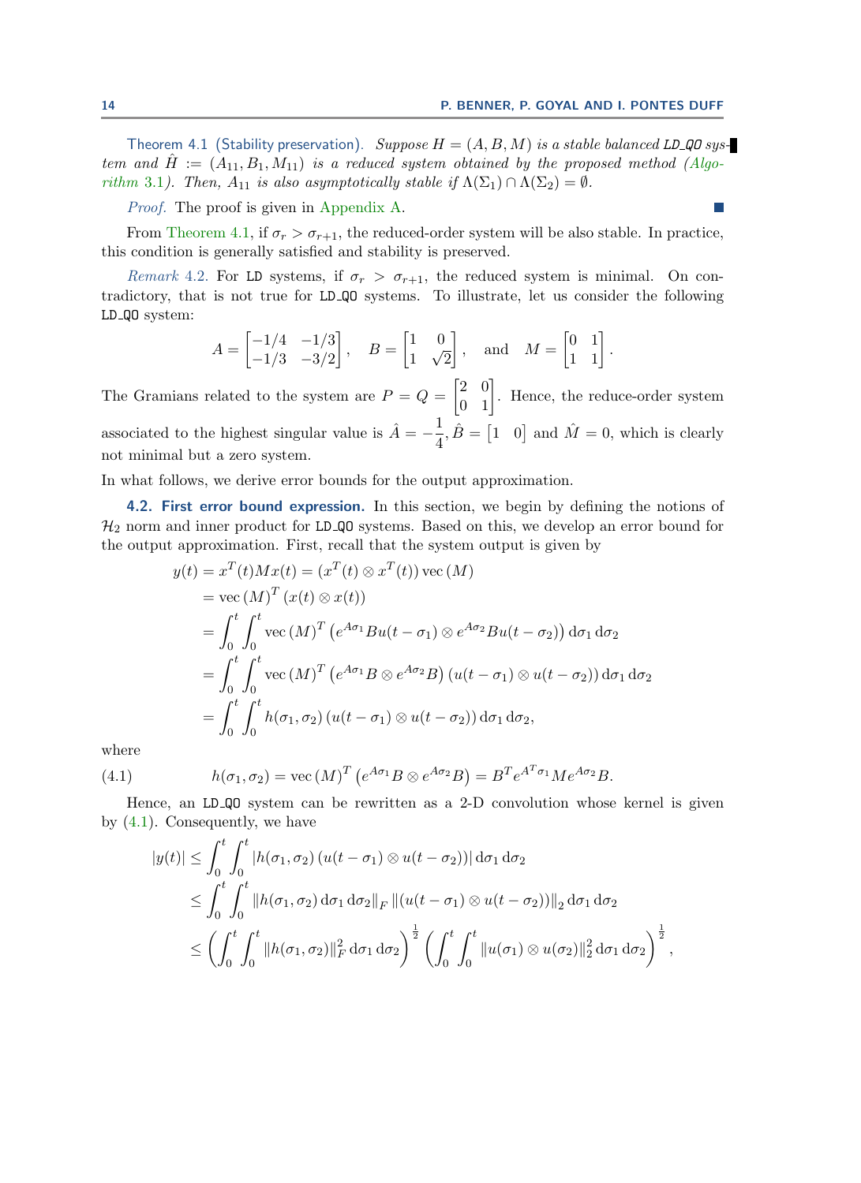**Theorem 4.1 (Stability preservation).** *Suppose $H = (A, B, M)$ is a stable balanced* LD_QO *system and $\hat{H} := (A_{11}, B_1, M_{11})$ is a reduced system obtained by the proposed method (Algorithm 3.1). Then, $A_{11}$ is also asymptotically stable if $\Lambda(\Sigma_1) \cap \Lambda(\Sigma_2) = \emptyset$.*

*Proof.* The proof is given in Appendix A. ∎

From Theorem 4.1, if $\sigma_r > \sigma_{r+1}$, the reduced-order system will be also stable. In practice, this condition is generally satisfied and stability is preserved.

*Remark 4.2.* For LD systems, if $\sigma_r > \sigma_{r+1}$, the reduced system is minimal. On contradictory, that is not true for LD_QO systems. To illustrate, let us consider the following LD_QO system:

$$A = \begin{bmatrix} -1/4 & -1/3 \\ -1/3 & -3/2 \end{bmatrix}, \quad B = \begin{bmatrix} 1 & 0 \\ 1 & \sqrt{2} \end{bmatrix}, \quad \text{and} \quad M = \begin{bmatrix} 0 & 1 \\ 1 & 1 \end{bmatrix}.$$

The Gramians related to the system are $P = Q = \begin{bmatrix} 2 & 0 \\ 0 & 1 \end{bmatrix}$. Hence, the reduce-order system associated to the highest singular value is $\hat{A} = -\frac{1}{4}$, $\hat{B} = \begin{bmatrix} 1 & 0 \end{bmatrix}$ and $\hat{M} = 0$, which is clearly not minimal but a zero system.

In what follows, we derive error bounds for the output approximation.

### 4.2. First error bound expression.

In this section, we begin by defining the notions of $\mathcal{H}_2$ norm and inner product for LD_QO systems. Based on this, we develop an error bound for the output approximation. First, recall that the system output is given by

$$\begin{aligned}
y(t) &= x^T(t) M x(t) = (x^T(t) \otimes x^T(t)) \operatorname{vec}(M) \\
&= \operatorname{vec}(M)^T (x(t) \otimes x(t)) \\
&= \int_0^t \int_0^t \operatorname{vec}(M)^T \left(e^{A\sigma_1} B u(t-\sigma_1) \otimes e^{A\sigma_2} B u(t-\sigma_2)\right) \mathrm{d}\sigma_1 \, \mathrm{d}\sigma_2 \\
&= \int_0^t \int_0^t \operatorname{vec}(M)^T \left(e^{A\sigma_1} B \otimes e^{A\sigma_2} B\right) (u(t-\sigma_1) \otimes u(t-\sigma_2)) \, \mathrm{d}\sigma_1 \, \mathrm{d}\sigma_2 \\
&= \int_0^t \int_0^t h(\sigma_1, \sigma_2) (u(t-\sigma_1) \otimes u(t-\sigma_2)) \, \mathrm{d}\sigma_1 \, \mathrm{d}\sigma_2,
\end{aligned}$$

where

$$h(\sigma_1, \sigma_2) = \operatorname{vec}(M)^T \left(e^{A\sigma_1} B \otimes e^{A\sigma_2} B\right) = B^T e^{A^T \sigma_1} M e^{A\sigma_2} B. \tag{4.1}$$

Hence, an LD_QO system can be rewritten as a 2-D convolution whose kernel is given by (4.1). Consequently, we have

$$\begin{aligned}
|y(t)| &\leq \int_0^t \int_0^t |h(\sigma_1, \sigma_2) (u(t-\sigma_1) \otimes u(t-\sigma_2))| \, \mathrm{d}\sigma_1 \, \mathrm{d}\sigma_2 \\
&\leq \int_0^t \int_0^t \|h(\sigma_1, \sigma_2) \, \mathrm{d}\sigma_1 \, \mathrm{d}\sigma_2\|_F \, \|(u(t-\sigma_1) \otimes u(t-\sigma_2))\|_2 \, \mathrm{d}\sigma_1 \, \mathrm{d}\sigma_2 \\
&\leq \left(\int_0^t \int_0^t \|h(\sigma_1, \sigma_2)\|_F^2 \, \mathrm{d}\sigma_1 \, \mathrm{d}\sigma_2\right)^{\frac{1}{2}} \left(\int_0^t \int_0^t \|u(\sigma_1) \otimes u(\sigma_2)\|_2^2 \, \mathrm{d}\sigma_1 \, \mathrm{d}\sigma_2\right)^{\frac{1}{2}},
\end{aligned}$$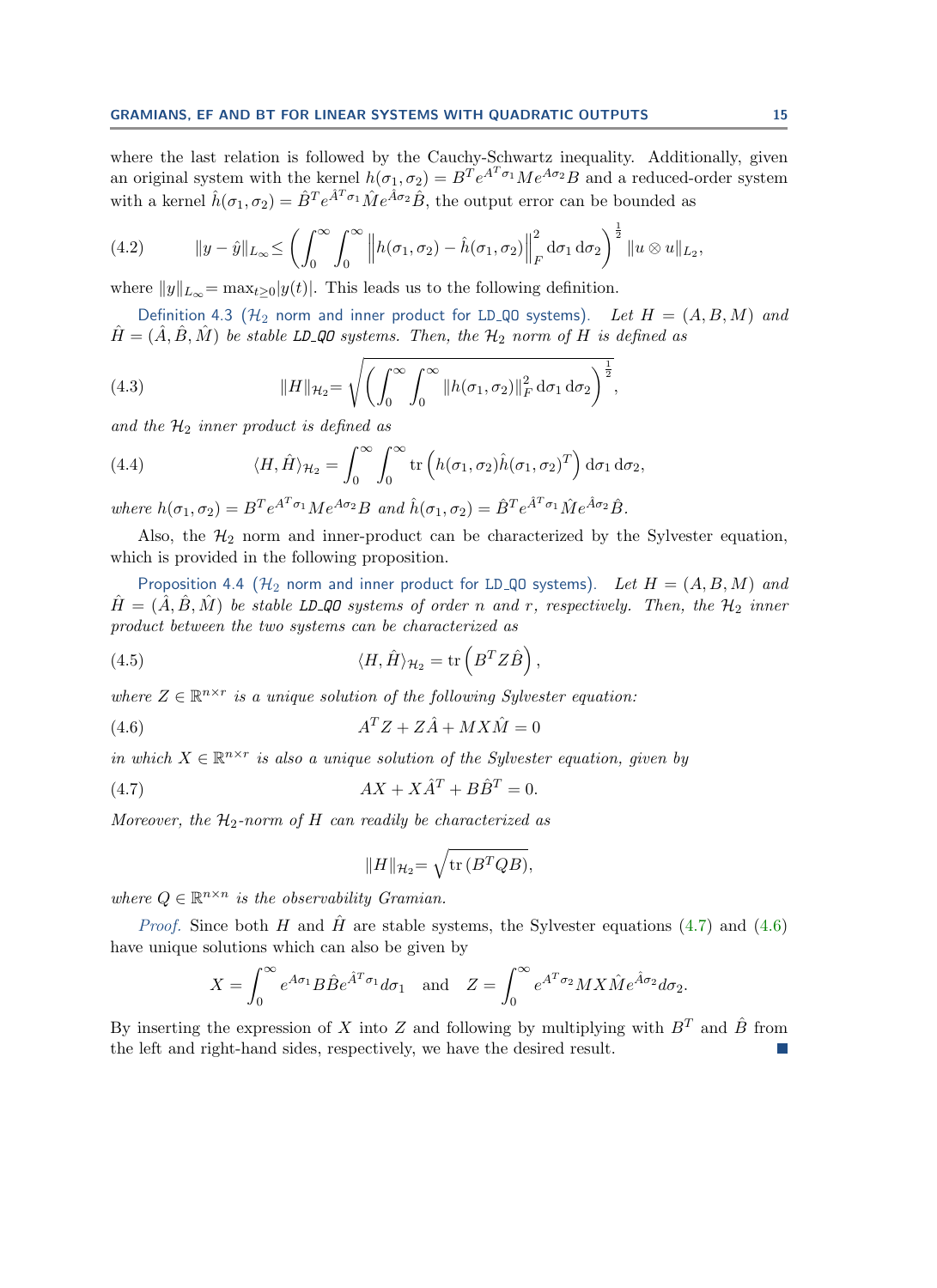where the last relation is followed by the Cauchy-Schwartz inequality. Additionally, given an original system with the kernel $h(\sigma_1, \sigma_2) = B^T e^{A^T \sigma_1} M e^{A\sigma_2} B$ and a reduced-order system with a kernel $\hat{h}(\sigma_1, \sigma_2) = \hat{B}^T e^{\hat{A}^T \sigma_1} \hat{M} e^{\hat{A}\sigma_2} \hat{B}$, the output error can be bounded as

$$\|y - \hat{y}\|_{L_\infty} \leq \left( \int_0^\infty \int_0^\infty \left\| h(\sigma_1, \sigma_2) - \hat{h}(\sigma_1, \sigma_2) \right\|_F^2 \mathrm{d}\sigma_1 \, \mathrm{d}\sigma_2 \right)^{\frac{1}{2}} \|u \otimes u\|_{L_2}, \tag{4.2}$$

where $\|y\|_{L_\infty} = \max_{t \geq 0} |y(t)|$. This leads us to the following definition.

**Definition 4.3** ($\mathcal{H}_2$ norm and inner product for LD_QO systems). *Let $H = (A, B, M)$ and $\hat{H} = (\hat{A}, \hat{B}, \hat{M})$ be stable LD_QO systems. Then, the $\mathcal{H}_2$ norm of $H$ is defined as*

$$\|H\|_{\mathcal{H}_2} = \sqrt{\left( \int_0^\infty \int_0^\infty \|h(\sigma_1, \sigma_2)\|_F^2 \, \mathrm{d}\sigma_1 \, \mathrm{d}\sigma_2 \right)^{\frac{1}{2}}}, \tag{4.3}$$

*and the $\mathcal{H}_2$ inner product is defined as*

$$\langle H, \hat{H} \rangle_{\mathcal{H}_2} = \int_0^\infty \int_0^\infty \operatorname{tr}\left( h(\sigma_1, \sigma_2) \hat{h}(\sigma_1, \sigma_2)^T \right) \mathrm{d}\sigma_1 \, \mathrm{d}\sigma_2, \tag{4.4}$$

*where $h(\sigma_1, \sigma_2) = B^T e^{A^T \sigma_1} M e^{A\sigma_2} B$ and $\hat{h}(\sigma_1, \sigma_2) = \hat{B}^T e^{\hat{A}^T \sigma_1} \hat{M} e^{\hat{A}\sigma_2} \hat{B}$.*

Also, the $\mathcal{H}_2$ norm and inner-product can be characterized by the Sylvester equation, which is provided in the following proposition.

**Proposition 4.4** ($\mathcal{H}_2$ norm and inner product for LD_QO systems). *Let $H = (A, B, M)$ and $\hat{H} = (\hat{A}, \hat{B}, \hat{M})$ be stable LD_QO systems of order $n$ and $r$, respectively. Then, the $\mathcal{H}_2$ inner product between the two systems can be characterized as*

$$\langle H, \hat{H} \rangle_{\mathcal{H}_2} = \operatorname{tr}\left( B^T Z \hat{B} \right), \tag{4.5}$$

*where $Z \in \mathbb{R}^{n \times r}$ is a unique solution of the following Sylvester equation:*

$$A^T Z + Z\hat{A} + MX\hat{M} = 0 \tag{4.6}$$

*in which $X \in \mathbb{R}^{n \times r}$ is also a unique solution of the Sylvester equation, given by*

$$AX + X\hat{A}^T + B\hat{B}^T = 0. \tag{4.7}$$

*Moreover, the $\mathcal{H}_2$-norm of $H$ can readily be characterized as*

$$\|H\|_{\mathcal{H}_2} = \sqrt{\operatorname{tr}(B^T Q B)},$$

*where $Q \in \mathbb{R}^{n \times n}$ is the observability Gramian.*

*Proof.* Since both $H$ and $\hat{H}$ are stable systems, the Sylvester equations (4.7) and (4.6) have unique solutions which can also be given by

$$X = \int_0^\infty e^{A\sigma_1} B\hat{B} e^{\hat{A}^T \sigma_1} d\sigma_1 \quad \text{and} \quad Z = \int_0^\infty e^{A^T \sigma_2} M X \hat{M} e^{\hat{A}\sigma_2} d\sigma_2.$$

By inserting the expression of $X$ into $Z$ and following by multiplying with $B^T$ and $\hat{B}$ from the left and right-hand sides, respectively, we have the desired result. ∎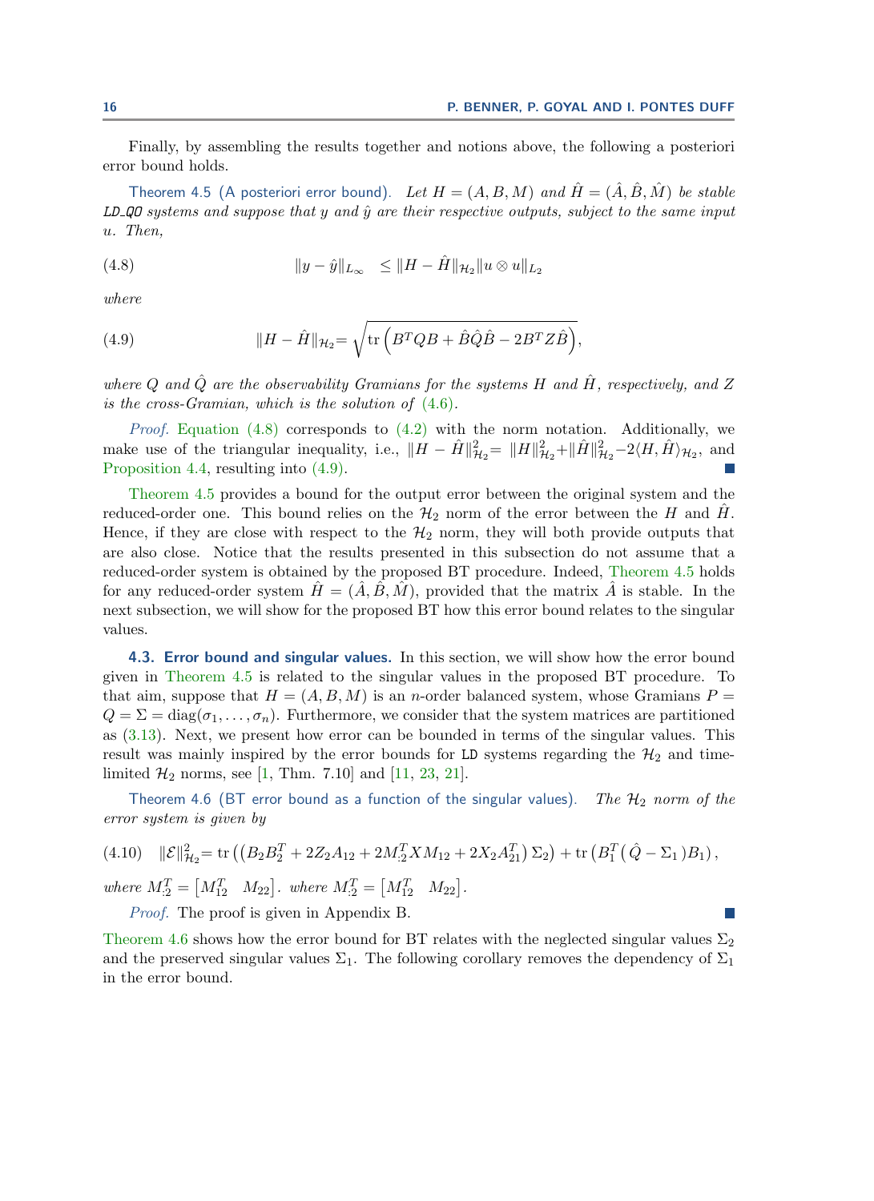Finally, by assembling the results together and notions above, the following a posteriori error bound holds.

**Theorem 4.5** (A posteriori error bound). *Let $H = (A, B, M)$ and $\hat{H} = (\hat{A}, \hat{B}, \hat{M})$ be stable* `LD_QO` *systems and suppose that $y$ and $\hat{y}$ are their respective outputs, subject to the same input $u$. Then,*

$$\|y - \hat{y}\|_{L_\infty} \leq \|H - \hat{H}\|_{\mathcal{H}_2} \|u \otimes u\|_{L_2} \tag{4.8}$$

*where*

$$\|H - \hat{H}\|_{\mathcal{H}_2} = \sqrt{\operatorname{tr}\left(B^T Q B + \hat{B} \hat{Q} \hat{B} - 2 B^T Z \hat{B}\right)}, \tag{4.9}$$

*where $Q$ and $\hat{Q}$ are the observability Gramians for the systems $H$ and $\hat{H}$, respectively, and $Z$ is the cross-Gramian, which is the solution of (4.6).*

*Proof.* Equation (4.8) corresponds to (4.2) with the norm notation. Additionally, we make use of the triangular inequality, i.e., $\|H - \hat{H}\|^2_{\mathcal{H}_2} = \|H\|^2_{\mathcal{H}_2} + \|\hat{H}\|^2_{\mathcal{H}_2} - 2\langle H, \hat{H}\rangle_{\mathcal{H}_2}$, and Proposition 4.4, resulting into (4.9). ∎

Theorem 4.5 provides a bound for the output error between the original system and the reduced-order one. This bound relies on the $\mathcal{H}_2$ norm of the error between the $H$ and $\hat{H}$. Hence, if they are close with respect to the $\mathcal{H}_2$ norm, they will both provide outputs that are also close. Notice that the results presented in this subsection do not assume that a reduced-order system is obtained by the proposed BT procedure. Indeed, Theorem 4.5 holds for any reduced-order system $\hat{H} = (\hat{A}, \hat{B}, \hat{M})$, provided that the matrix $\hat{A}$ is stable. In the next subsection, we will show for the proposed BT how this error bound relates to the singular values.

### 4.3. Error bound and singular values.

In this section, we will show how the error bound given in Theorem 4.5 is related to the singular values in the proposed BT procedure. To that aim, suppose that $H = (A, B, M)$ is an $n$-order balanced system, whose Gramians $P = Q = \Sigma = \operatorname{diag}(\sigma_1, \ldots, \sigma_n)$. Furthermore, we consider that the system matrices are partitioned as (3.13). Next, we present how error can be bounded in terms of the singular values. This result was mainly inspired by the error bounds for `LD` systems regarding the $\mathcal{H}_2$ and time-limited $\mathcal{H}_2$ norms, see [1, Thm. 7.10] and [11, 23, 21].

**Theorem 4.6** (BT error bound as a function of the singular values). *The $\mathcal{H}_2$ norm of the error system is given by*

$$\|\mathcal{E}\|^2_{\mathcal{H}_2} = \operatorname{tr}\left(\left(B_2 B_2^T + 2 Z_2 A_{12} + 2 M_{:2}^T X M_{12} + 2 X_2 A_{21}^T\right) \Sigma_2\right) + \operatorname{tr}\left(B_1^T \left(\hat{Q} - \Sigma_1\right) B_1\right), \tag{4.10}$$

*where $M_{:2}^T = \begin{bmatrix} M_{12}^T & M_{22} \end{bmatrix}$. where $M_{:2}^T = \begin{bmatrix} M_{12}^T & M_{22} \end{bmatrix}$.*

*Proof.* The proof is given in Appendix B. ∎

Theorem 4.6 shows how the error bound for BT relates with the neglected singular values $\Sigma_2$ and the preserved singular values $\Sigma_1$. The following corollary removes the dependency of $\Sigma_1$ in the error bound.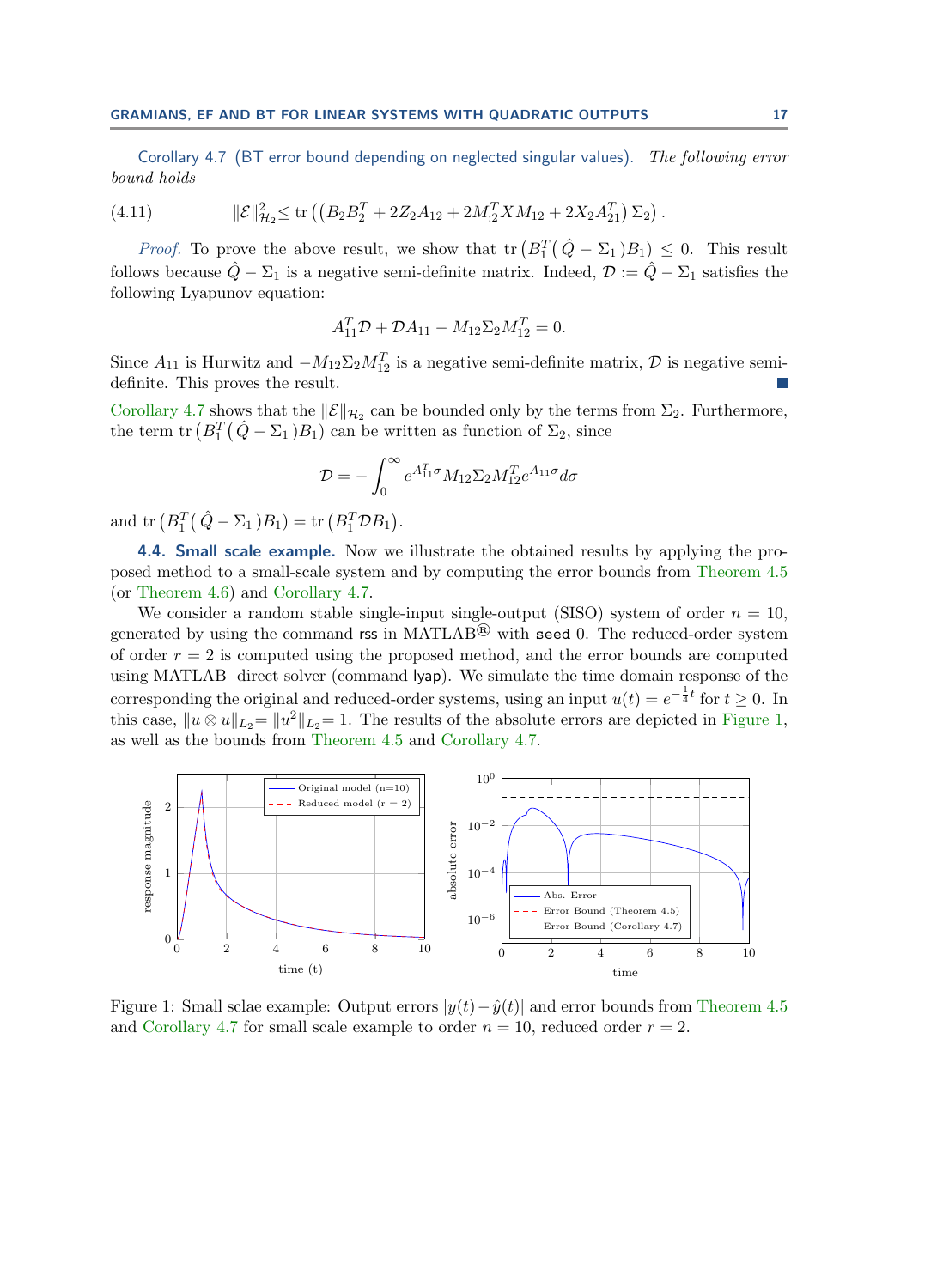Corollary 4.7 (BT error bound depending on neglected singular values). *The following error bound holds*

$$\|\mathcal{E}\|^2_{\mathcal{H}_2} \leq \operatorname{tr}\left(\left(B_2B_2^T + 2Z_2A_{12} + 2M_{:2}^TXM_{12} + 2X_2A_{21}^T\right)\Sigma_2\right). \tag{4.11}$$

*Proof.* To prove the above result, we show that $\operatorname{tr}\left(B_1^T\left(\hat{Q} - \Sigma_1\right)B_1\right) \leq 0$. This result follows because $\hat{Q} - \Sigma_1$ is a negative semi-definite matrix. Indeed, $\mathcal{D} := \hat{Q} - \Sigma_1$ satisfies the following Lyapunov equation:

$$A_{11}^T\mathcal{D} + \mathcal{D}A_{11} - M_{12}\Sigma_2M_{12}^T = 0.$$

Since $A_{11}$ is Hurwitz and $-M_{12}\Sigma_2M_{12}^T$ is a negative semi-definite matrix, $\mathcal{D}$ is negative semi-definite. This proves the result. ∎

Corollary 4.7 shows that the $\|\mathcal{E}\|_{\mathcal{H}_2}$ can be bounded only by the terms from $\Sigma_2$. Furthermore, the term $\operatorname{tr}\left(B_1^T\left(\hat{Q} - \Sigma_1\right)B_1\right)$ can be written as function of $\Sigma_2$, since

$$\mathcal{D} = -\int_0^\infty e^{A_{11}^T\sigma}M_{12}\Sigma_2M_{12}^Te^{A_{11}\sigma}d\sigma$$

and $\operatorname{tr}\left(B_1^T\left(\hat{Q} - \Sigma_1\right)B_1\right) = \operatorname{tr}\left(B_1^T\mathcal{D}B_1\right)$.

### 4.4. Small scale example.

Now we illustrate the obtained results by applying the proposed method to a small-scale system and by computing the error bounds from Theorem 4.5 (or Theorem 4.6) and Corollary 4.7.

We consider a random stable single-input single-output (SISO) system of order $n = 10$, generated by using the command `rss` in MATLAB® with `seed` 0. The reduced-order system of order $r = 2$ is computed using the proposed method, and the error bounds are computed using MATLAB direct solver (command `lyap`). We simulate the time domain response of the corresponding the original and reduced-order systems, using an input $u(t) = e^{-\frac{1}{4}t}$ for $t \geq 0$. In this case, $\|u \otimes u\|_{L_2} = \|u^2\|_{L_2} = 1$. The results of the absolute errors are depicted in Figure 1, as well as the bounds from Theorem 4.5 and Corollary 4.7.

Figure 1: Small sclae example: Output errors $|y(t) - \hat{y}(t)|$ and error bounds from Theorem 4.5 and Corollary 4.7 for small scale example to order $n = 10$, reduced order $r = 2$.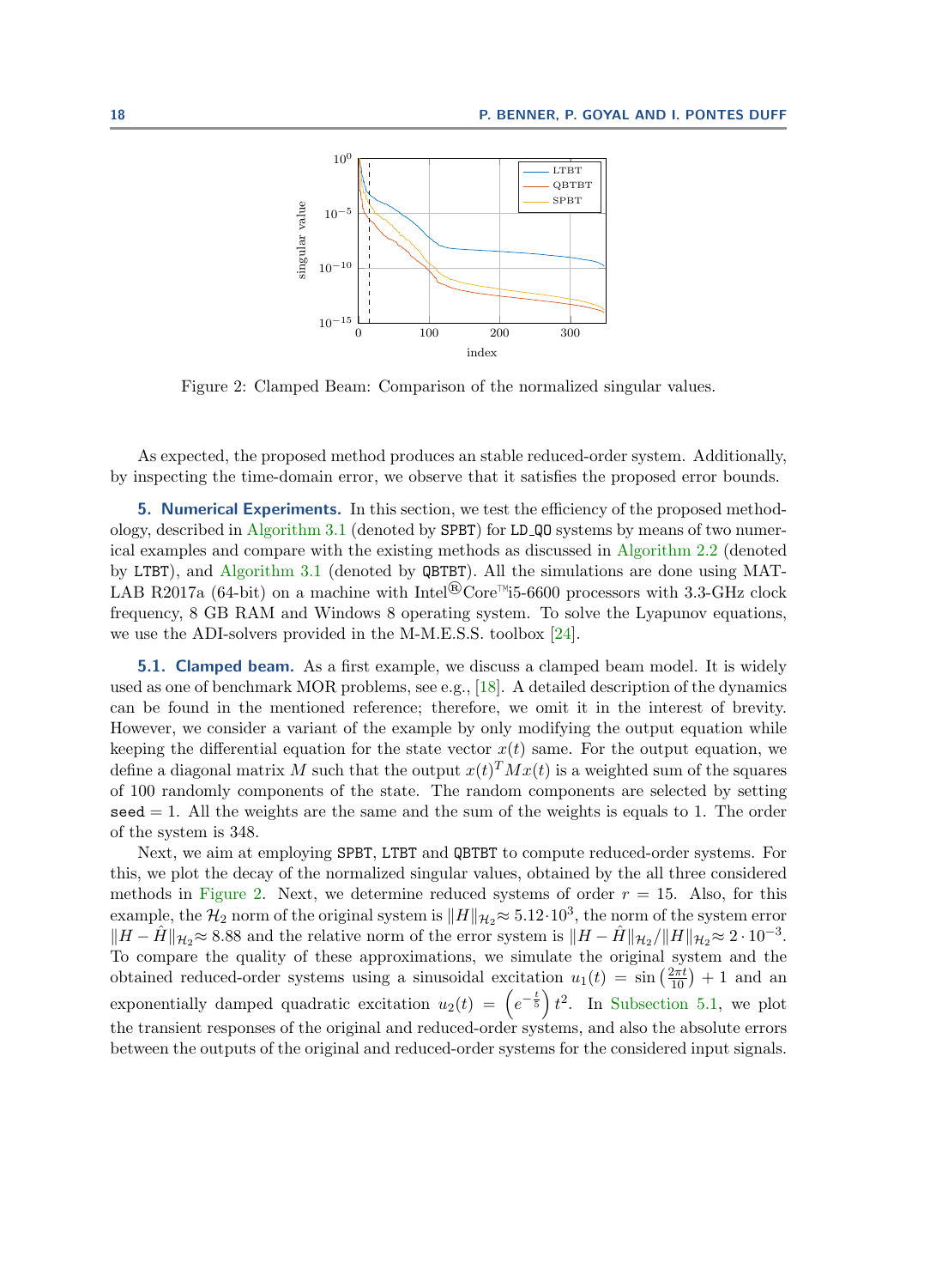Figure 2: Clamped Beam: Comparison of the normalized singular values.

As expected, the proposed method produces an stable reduced-order system. Additionally, by inspecting the time-domain error, we observe that it satisfies the proposed error bounds.

## 5. Numerical Experiments.

In this section, we test the efficiency of the proposed methodology, described in Algorithm 3.1 (denoted by `SPBT`) for `LD_QO` systems by means of two numerical examples and compare with the existing methods as discussed in Algorithm 2.2 (denoted by `LTBT`), and Algorithm 3.1 (denoted by `QBTBT`). All the simulations are done using MATLAB R2017a (64-bit) on a machine with Intel®Core™i5-6600 processors with 3.3-GHz clock frequency, 8 GB RAM and Windows 8 operating system. To solve the Lyapunov equations, we use the ADI-solvers provided in the M-M.E.S.S. toolbox [24].

### 5.1. Clamped beam.

As a first example, we discuss a clamped beam model. It is widely used as one of benchmark MOR problems, see e.g., [18]. A detailed description of the dynamics can be found in the mentioned reference; therefore, we omit it in the interest of brevity. However, we consider a variant of the example by only modifying the output equation while keeping the differential equation for the state vector $x(t)$ same. For the output equation, we define a diagonal matrix $M$ such that the output $x(t)^T Mx(t)$ is a weighted sum of the squares of 100 randomly components of the state. The random components are selected by setting `seed` $= 1$. All the weights are the same and the sum of the weights is equals to 1. The order of the system is 348.

Next, we aim at employing `SPBT`, `LTBT` and `QBTBT` to compute reduced-order systems. For this, we plot the decay of the normalized singular values, obtained by the all three considered methods in Figure 2. Next, we determine reduced systems of order $r = 15$. Also, for this example, the $\mathcal{H}_2$ norm of the original system is $\|H\|_{\mathcal{H}_2} \approx 5.12 \cdot 10^3$, the norm of the system error $\|H - \hat{H}\|_{\mathcal{H}_2} \approx 8.88$ and the relative norm of the error system is $\|H - \hat{H}\|_{\mathcal{H}_2} / \|H\|_{\mathcal{H}_2} \approx 2 \cdot 10^{-3}$. To compare the quality of these approximations, we simulate the original system and the obtained reduced-order systems using a sinusoidal excitation $u_1(t) = \sin\left(\frac{2\pi t}{10}\right) + 1$ and an exponentially damped quadratic excitation $u_2(t) = \left(e^{-\frac{t}{5}}\right) t^2$. In Subsection 5.1, we plot the transient responses of the original and reduced-order systems, and also the absolute errors between the outputs of the original and reduced-order systems for the considered input signals.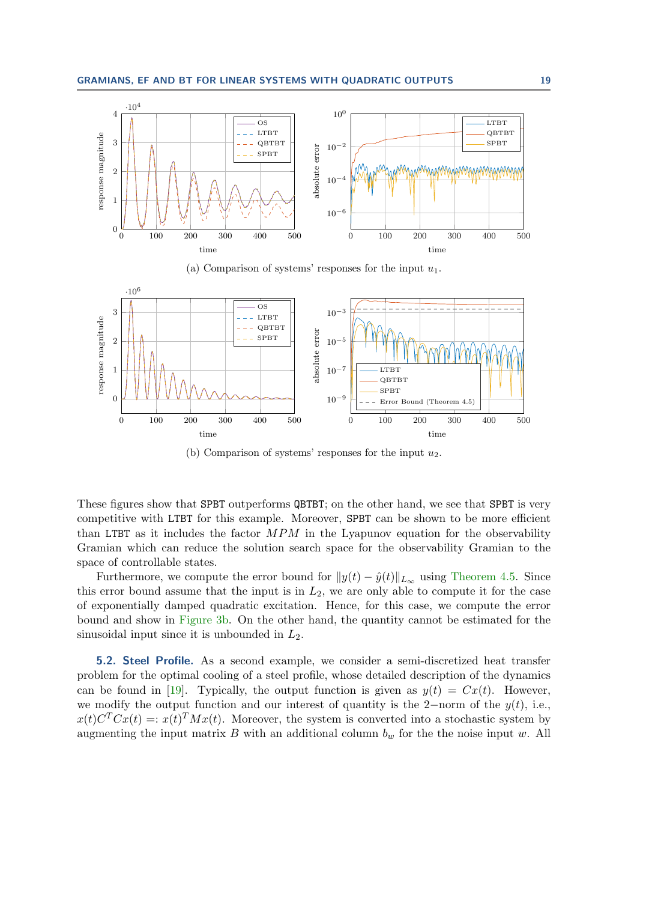(a) Comparison of systems' responses for the input $u_1$.

(b) Comparison of systems' responses for the input $u_2$.

These figures show that SPBT outperforms QBTBT; on the other hand, we see that SPBT is very competitive with LTBT for this example. Moreover, SPBT can be shown to be more efficient than LTBT as it includes the factor $MPM$ in the Lyapunov equation for the observability Gramian which can reduce the solution search space for the observability Gramian to the space of controllable states.

Furthermore, we compute the error bound for $\|y(t) - \hat{y}(t)\|_{L_\infty}$ using Theorem 4.5. Since this error bound assume that the input is in $L_2$, we are only able to compute it for the case of exponentially damped quadratic excitation. Hence, for this case, we compute the error bound and show in Figure 3b. On the other hand, the quantity cannot be estimated for the sinusoidal input since it is unbounded in $L_2$.

**5.2. Steel Profile.** As a second example, we consider a semi-discretized heat transfer problem for the optimal cooling of a steel profile, whose detailed description of the dynamics can be found in [19]. Typically, the output function is given as $y(t) = Cx(t)$. However, we modify the output function and our interest of quantity is the $2-$norm of the $y(t)$, i.e., $x(t)C^TCx(t) =: x(t)^TMx(t)$. Moreover, the system is converted into a stochastic system by augmenting the input matrix $B$ with an additional column $b_w$ for the the noise input $w$. All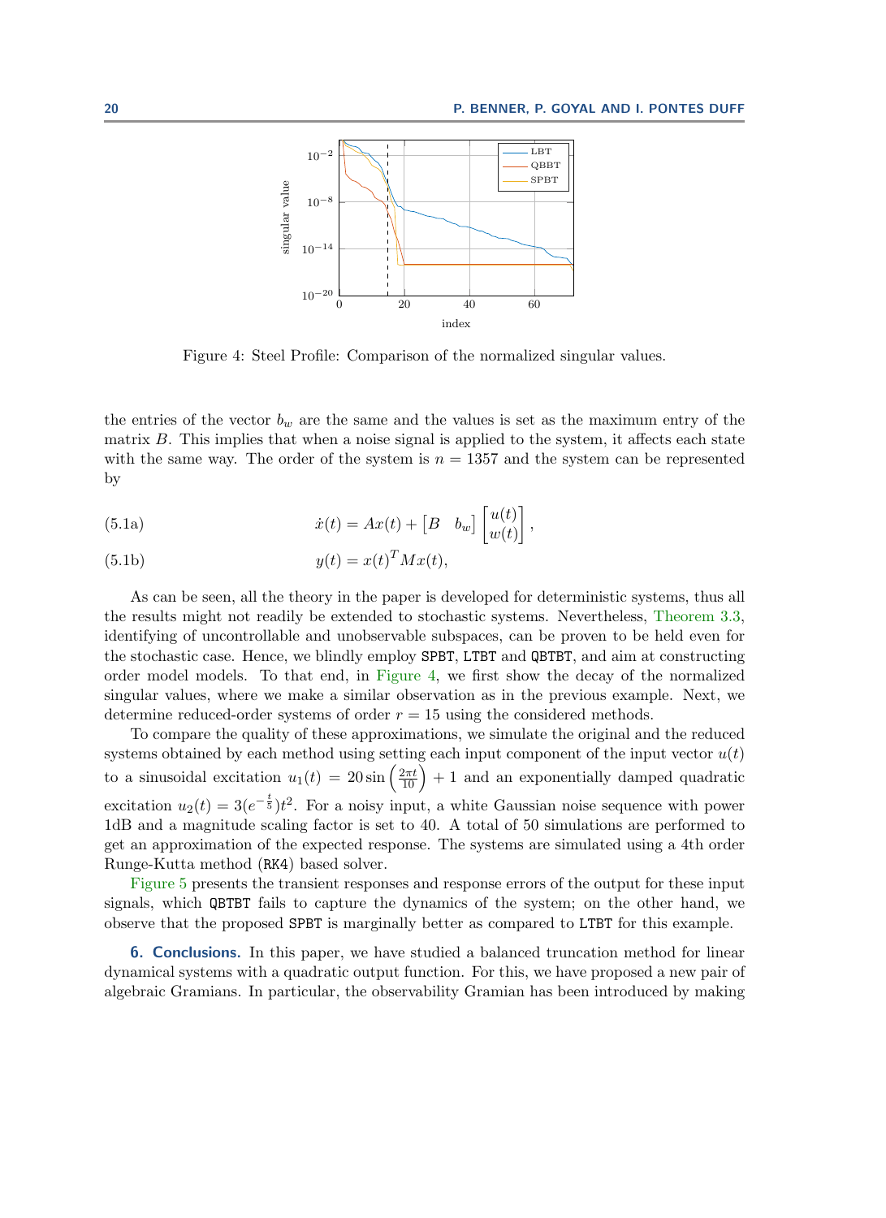Figure 4: Steel Profile: Comparison of the normalized singular values.

the entries of the vector $b_w$ are the same and the values is set as the maximum entry of the matrix $B$. This implies that when a noise signal is applied to the system, it affects each state with the same way. The order of the system is $n = 1357$ and the system can be represented by

$$\dot{x}(t) = Ax(t) + \begin{bmatrix} B & b_w \end{bmatrix} \begin{bmatrix} u(t) \\ w(t) \end{bmatrix}, \tag{5.1a}$$

$$y(t) = x(t)^T M x(t), \tag{5.1b}$$

As can be seen, all the theory in the paper is developed for deterministic systems, thus all the results might not readily be extended to stochastic systems. Nevertheless, Theorem 3.3, identifying of uncontrollable and unobservable subspaces, can be proven to be held even for the stochastic case. Hence, we blindly employ SPBT, LTBT and QBTBT, and aim at constructing order model models. To that end, in Figure 4, we first show the decay of the normalized singular values, where we make a similar observation as in the previous example. Next, we determine reduced-order systems of order $r = 15$ using the considered methods.

To compare the quality of these approximations, we simulate the original and the reduced systems obtained by each method using setting each input component of the input vector $u(t)$ to a sinusoidal excitation $u_1(t) = 20 \sin\left(\frac{2\pi t}{10}\right) + 1$ and an exponentially damped quadratic excitation $u_2(t) = 3(e^{-\frac{t}{5}})t^2$. For a noisy input, a white Gaussian noise sequence with power 1dB and a magnitude scaling factor is set to 40. A total of 50 simulations are performed to get an approximation of the expected response. The systems are simulated using a 4th order Runge-Kutta method (RK4) based solver.

Figure 5 presents the transient responses and response errors of the output for these input signals, which QBTBT fails to capture the dynamics of the system; on the other hand, we observe that the proposed SPBT is marginally better as compared to LTBT for this example.

## 6. Conclusions.

In this paper, we have studied a balanced truncation method for linear dynamical systems with a quadratic output function. For this, we have proposed a new pair of algebraic Gramians. In particular, the observability Gramian has been introduced by making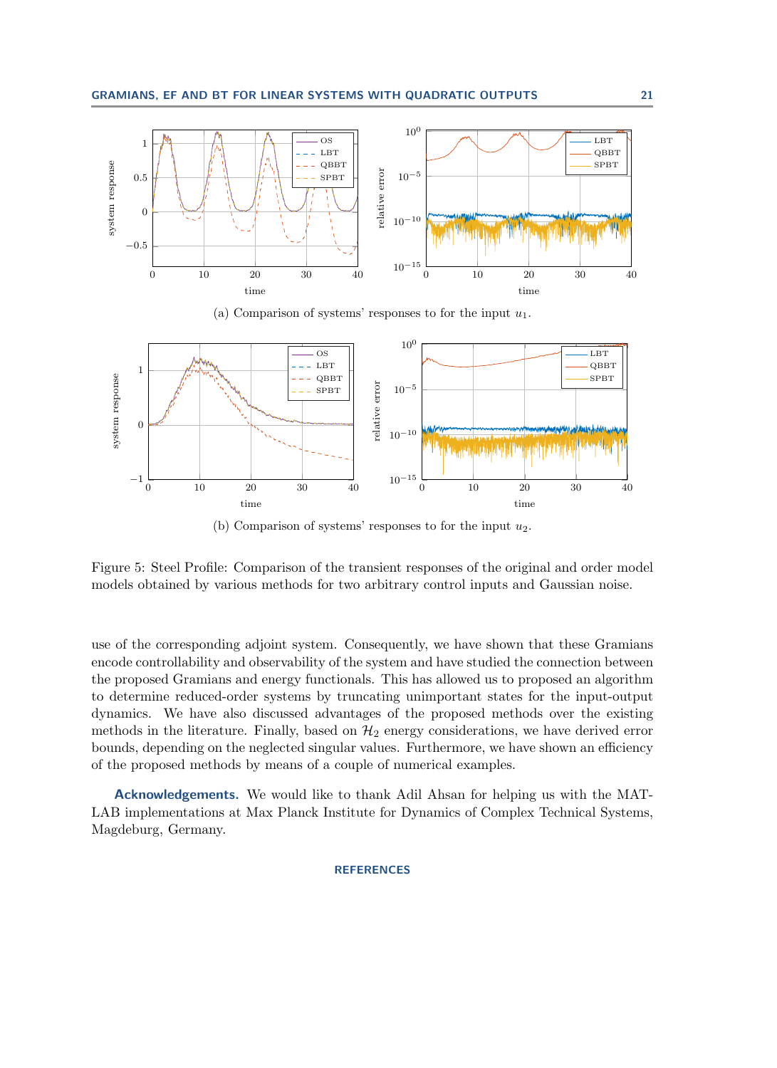(a) Comparison of systems' responses to for the input $u_1$.

(b) Comparison of systems' responses to for the input $u_2$.

Figure 5: Steel Profile: Comparison of the transient responses of the original and order model models obtained by various methods for two arbitrary control inputs and Gaussian noise.

use of the corresponding adjoint system. Consequently, we have shown that these Gramians encode controllability and observability of the system and have studied the connection between the proposed Gramians and energy functionals. This has allowed us to proposed an algorithm to determine reduced-order systems by truncating unimportant states for the input-output dynamics. We have also discussed advantages of the proposed methods over the existing methods in the literature. Finally, based on $\mathcal{H}_2$ energy considerations, we have derived error bounds, depending on the neglected singular values. Furthermore, we have shown an efficiency of the proposed methods by means of a couple of numerical examples.

**Acknowledgements.** We would like to thank Adil Ahsan for helping us with the MATLAB implementations at Max Planck Institute for Dynamics of Complex Technical Systems, Magdeburg, Germany.

## REFERENCES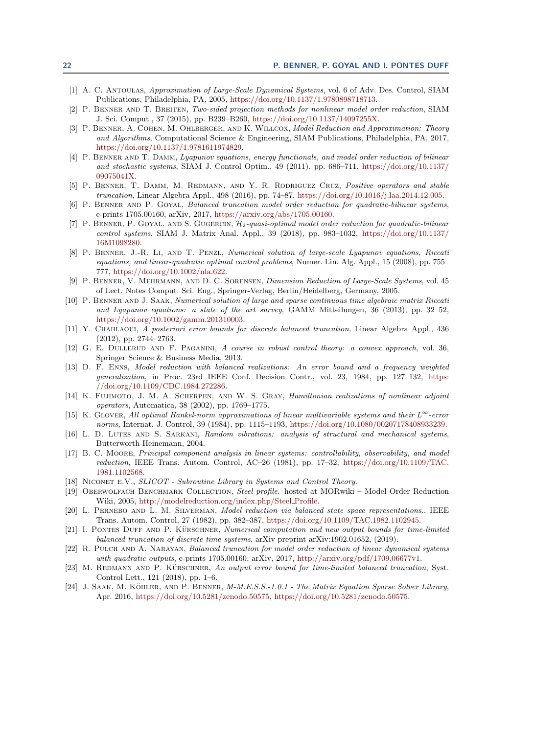[1] A. C. Antoulas, *Approximation of Large-Scale Dynamical Systems*, vol. 6 of Adv. Des. Control, SIAM Publications, Philadelphia, PA, 2005, https://doi.org/10.1137/1.9780898718713.

[2] P. Benner and T. Breiten, *Two-sided projection methods for nonlinear model order reduction*, SIAM J. Sci. Comput., 37 (2015), pp. B239–B260, https://doi.org/10.1137/14097255X.

[3] P. Benner, A. Cohen, M. Ohlberger, and K. Willcox, *Model Reduction and Approximation: Theory and Algorithms*, Computational Science & Engineering, SIAM Publications, Philadelphia, PA, 2017, https://doi.org/10.1137/1.9781611974829.

[4] P. Benner and T. Damm, *Lyapunov equations, energy functionals, and model order reduction of bilinear and stochastic systems*, SIAM J. Control Optim., 49 (2011), pp. 686–711, https://doi.org/10.1137/09075041X.

[5] P. Benner, T. Damm, M. Redmann, and Y. R. Rodriguez Cruz, *Positive operators and stable truncation*, Linear Algebra Appl., 498 (2016), pp. 74–87, https://doi.org/10.1016/j.laa.2014.12.005.

[6] P. Benner and P. Goyal, *Balanced truncation model order reduction for quadratic-bilinear systems*, e-prints 1705.00160, arXiv, 2017, https://arxiv.org/abs/1705.00160.

[7] P. Benner, P. Goyal, and S. Gugercin, *$\mathcal{H}_2$-quasi-optimal model order reduction for quadratic-bilinear control systems*, SIAM J. Matrix Anal. Appl., 39 (2018), pp. 983–1032, https://doi.org/10.1137/16M1098280.

[8] P. Benner, J.-R. Li, and T. Penzl, *Numerical solution of large-scale Lyapunov equations, Riccati equations, and linear-quadratic optimal control problems*, Numer. Lin. Alg. Appl., 15 (2008), pp. 755–777, https://doi.org/10.1002/nla.622.

[9] P. Benner, V. Mehrmann, and D. C. Sorensen, *Dimension Reduction of Large-Scale Systems*, vol. 45 of Lect. Notes Comput. Sci. Eng., Springer-Verlag, Berlin/Heidelberg, Germany, 2005.

[10] P. Benner and J. Saak, *Numerical solution of large and sparse continuous time algebraic matrix Riccati and Lyapunov equations: a state of the art survey*, GAMM Mitteilungen, 36 (2013), pp. 32–52, https://doi.org/10.1002/gamm.201310003.

[11] Y. Chahlaoui, *A posteriori error bounds for discrete balanced truncation*, Linear Algebra Appl., 436 (2012), pp. 2744–2763.

[12] G. E. Dullerud and F. Paganini, *A course in robust control theory: a convex approach*, vol. 36, Springer Science & Business Media, 2013.

[13] D. F. Enns, *Model reduction with balanced realizations: An error bound and a frequency weighted generalization*, in Proc. 23rd IEEE Conf. Decision Contr., vol. 23, 1984, pp. 127–132, https://doi.org/10.1109/CDC.1984.272286.

[14] K. Fujimoto, J. M. A. Scherpen, and W. S. Gray, *Hamiltonian realizations of nonlinear adjoint operators*, Automatica, 38 (2002), pp. 1769–1775.

[15] K. Glover, *All optimal Hankel-norm approximations of linear multivariable systems and their $L^\infty$-error norms*, Internat. J. Control, 39 (1984), pp. 1115–1193, https://doi.org/10.1080/00207178408933239.

[16] L. D. Lutes and S. Sarkani, *Random vibrations: analysis of structural and mechanical systems*, Butterworth-Heinemann, 2004.

[17] B. C. Moore, *Principal component analysis in linear systems: controllability, observability, and model reduction*, IEEE Trans. Autom. Control, AC–26 (1981), pp. 17–32, https://doi.org/10.1109/TAC.1981.1102568.

[18] Niconet e.V., *SLICOT - Subroutine Library in Systems and Control Theory*.

[19] Oberwolfach Benchmark Collection, *Steel profile*. hosted at MORwiki – Model Order Reduction Wiki, 2005, http://modelreduction.org/index.php/Steel_Profile.

[20] L. Pernebo and L. M. Silverman, *Model reduction via balanced state space representations.*, IEEE Trans. Autom. Control, 27 (1982), pp. 382–387, https://doi.org/10.1109/TAC.1982.1102945.

[21] I. Pontes Duff and P. Kürschner, *Numerical computation and new output bounds for time-limited balanced truncation of discrete-time systems*, arXiv preprint arXiv:1902.01652, (2019).

[22] R. Pulch and A. Narayan, *Balanced truncation for model order reduction of linear dynamical systems with quadratic outputs*, e-prints 1705.00160, arXiv, 2017, http://arxiv.org/pdf/1709.06677v1.

[23] M. Redmann and P. Kürschner, *An output error bound for time-limited balanced truncation*, Syst. Control Lett., 121 (2018), pp. 1–6.

[24] J. Saak, M. Köhler, and P. Benner, *M-M.E.S.S.-1.0.1 - The Matrix Equation Sparse Solver Library*, Apr. 2016, https://doi.org/10.5281/zenodo.50575, https://doi.org/10.5281/zenodo.50575.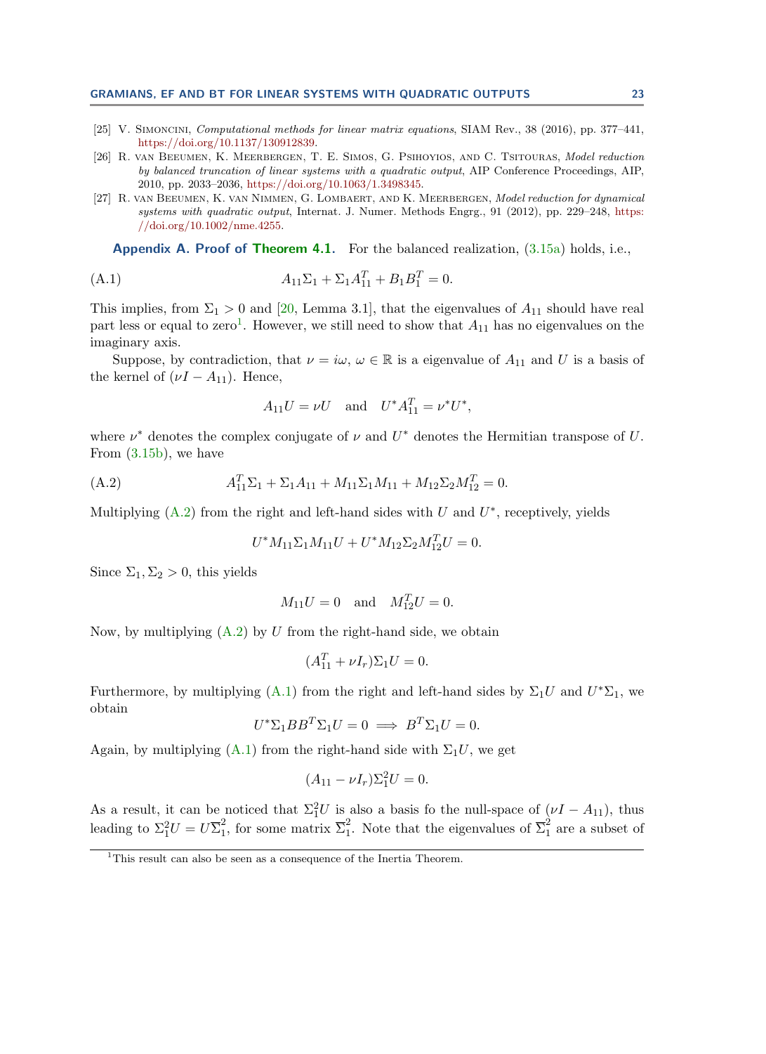[25] V. Simoncini, *Computational methods for linear matrix equations*, SIAM Rev., 38 (2016), pp. 377–441, https://doi.org/10.1137/130912839.

[26] R. van Beeumen, K. Meerbergen, T. E. Simos, G. Psihoyios, and C. Tsitouras, *Model reduction by balanced truncation of linear systems with a quadratic output*, AIP Conference Proceedings, AIP, 2010, pp. 2033–2036, https://doi.org/10.1063/1.3498345.

[27] R. van Beeumen, K. van Nimmen, G. Lombaert, and K. Meerbergen, *Model reduction for dynamical systems with quadratic output*, Internat. J. Numer. Methods Engrg., 91 (2012), pp. 229–248, https://doi.org/10.1002/nme.4255.

**Appendix A. Proof of Theorem 4.1.** For the balanced realization, (3.15a) holds, i.e.,

$$A_{11}\Sigma_1 + \Sigma_1 A_{11}^T + B_1 B_1^T = 0. \tag{A.1}$$

This implies, from $\Sigma_1 > 0$ and [20, Lemma 3.1], that the eigenvalues of $A_{11}$ should have real part less or equal to zero[1]. However, we still need to show that $A_{11}$ has no eigenvalues on the imaginary axis.

Suppose, by contradiction, that $\nu = i\omega$, $\omega \in \mathbb{R}$ is a eigenvalue of $A_{11}$ and $U$ is a basis of the kernel of $(\nu I - A_{11})$. Hence,

$$A_{11}U = \nu U \quad \text{and} \quad U^* A_{11}^T = \nu^* U^*,$$

where $\nu^*$ denotes the complex conjugate of $\nu$ and $U^*$ denotes the Hermitian transpose of $U$. From (3.15b), we have

$$A_{11}^T\Sigma_1 + \Sigma_1 A_{11} + M_{11}\Sigma_1 M_{11} + M_{12}\Sigma_2 M_{12}^T = 0. \tag{A.2}$$

Multiplying (A.2) from the right and left-hand sides with $U$ and $U^*$, receptively, yields

$$U^* M_{11}\Sigma_1 M_{11} U + U^* M_{12}\Sigma_2 M_{12}^T U = 0.$$

Since $\Sigma_1, \Sigma_2 > 0$, this yields

$$M_{11}U = 0 \quad \text{and} \quad M_{12}^T U = 0.$$

Now, by multiplying (A.2) by $U$ from the right-hand side, we obtain

$$(A_{11}^T + \nu I_r)\Sigma_1 U = 0.$$

Furthermore, by multiplying (A.1) from the right and left-hand sides by $\Sigma_1 U$ and $U^*\Sigma_1$, we obtain

$$U^*\Sigma_1 B B^T \Sigma_1 U = 0 \implies B^T \Sigma_1 U = 0.$$

Again, by multiplying (A.1) from the right-hand side with $\Sigma_1 U$, we get

$$(A_{11} - \nu I_r)\Sigma_1^2 U = 0.$$

As a result, it can be noticed that $\Sigma_1^2 U$ is also a basis fo the null-space of $(\nu I - A_{11})$, thus leading to $\Sigma_1^2 U = U\overline{\Sigma}_1^2$, for some matrix $\overline{\Sigma}_1^2$. Note that the eigenvalues of $\overline{\Sigma}_1^2$ are a subset of

[1] This result can also be seen as a consequence of the Inertia Theorem.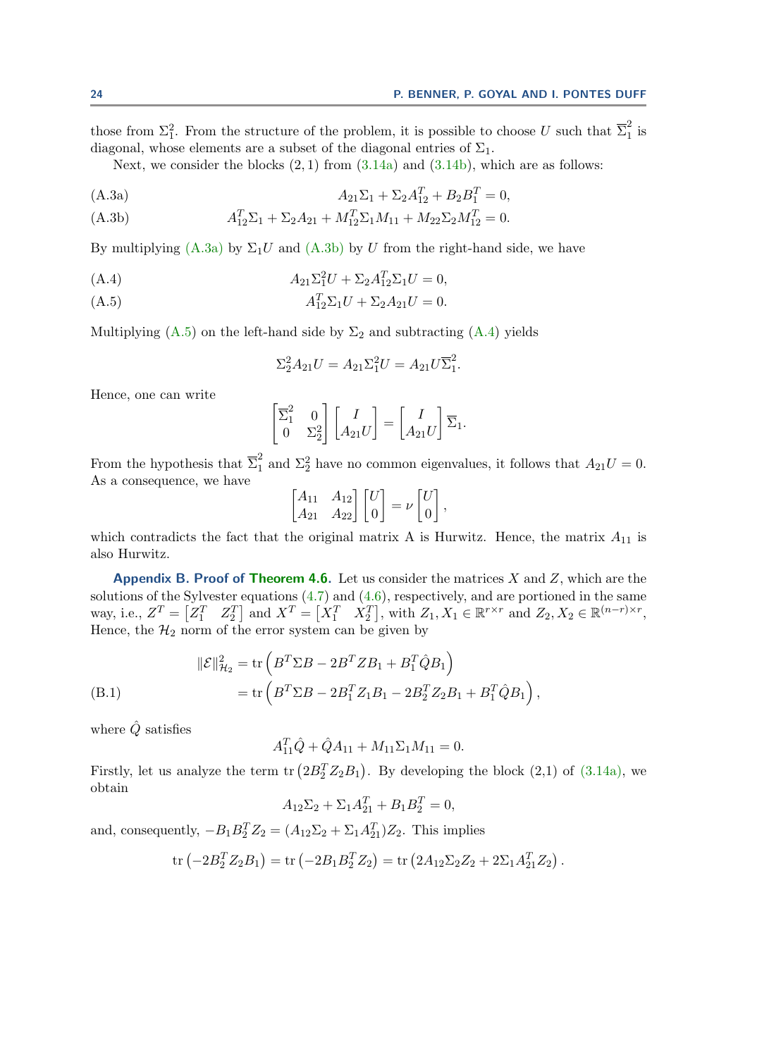those from $\Sigma_1^2$. From the structure of the problem, it is possible to choose $U$ such that $\overline{\Sigma}_1^2$ is diagonal, whose elements are a subset of the diagonal entries of $\Sigma_1$.

Next, we consider the blocks $(2,1)$ from (3.14a) and (3.14b), which are as follows:

$$A_{21}\Sigma_1 + \Sigma_2 A_{12}^T + B_2 B_1^T = 0, \tag{A.3a}$$

$$A_{12}^T\Sigma_1 + \Sigma_2 A_{21} + M_{12}^T\Sigma_1 M_{11} + M_{22}\Sigma_2 M_{12}^T = 0. \tag{A.3b}$$

By multiplying (A.3a) by $\Sigma_1 U$ and (A.3b) by $U$ from the right-hand side, we have

$$A_{21}\Sigma_1^2 U + \Sigma_2 A_{12}^T\Sigma_1 U = 0, \tag{A.4}$$

$$A_{12}^T\Sigma_1 U + \Sigma_2 A_{21} U = 0. \tag{A.5}$$

Multiplying (A.5) on the left-hand side by $\Sigma_2$ and subtracting (A.4) yields

$$\Sigma_2^2 A_{21} U = A_{21}\Sigma_1^2 U = A_{21} U \overline{\Sigma}_1^2.$$

Hence, one can write

$$\begin{bmatrix} \overline{\Sigma}_1^2 & 0 \\ 0 & \Sigma_2^2 \end{bmatrix} \begin{bmatrix} I \\ A_{21}U \end{bmatrix} = \begin{bmatrix} I \\ A_{21}U \end{bmatrix} \overline{\Sigma}_1.$$

From the hypothesis that $\overline{\Sigma}_1^2$ and $\Sigma_2^2$ have no common eigenvalues, it follows that $A_{21}U = 0$. As a consequence, we have

$$\begin{bmatrix} A_{11} & A_{12} \\ A_{21} & A_{22} \end{bmatrix} \begin{bmatrix} U \\ 0 \end{bmatrix} = \nu \begin{bmatrix} U \\ 0 \end{bmatrix},$$

which contradicts the fact that the original matrix A is Hurwitz. Hence, the matrix $A_{11}$ is also Hurwitz.

**Appendix B. Proof of Theorem 4.6.** Let us consider the matrices $X$ and $Z$, which are the solutions of the Sylvester equations (4.7) and (4.6), respectively, and are portioned in the same way, i.e., $Z^T = \begin{bmatrix} Z_1^T & Z_2^T \end{bmatrix}$ and $X^T = \begin{bmatrix} X_1^T & X_2^T \end{bmatrix}$, with $Z_1, X_1 \in \mathbb{R}^{r\times r}$ and $Z_2, X_2 \in \mathbb{R}^{(n-r)\times r}$, Hence, the $\mathcal{H}_2$ norm of the error system can be given by

$$\begin{aligned} \|\mathcal{E}\|_{\mathcal{H}_2}^2 &= \operatorname{tr}\left(B^T\Sigma B - 2B^T Z B_1 + B_1^T\hat{Q}B_1\right) \\ &= \operatorname{tr}\left(B^T\Sigma B - 2B_1^T Z_1 B_1 - 2B_2^T Z_2 B_1 + B_1^T\hat{Q}B_1\right), \end{aligned} \tag{B.1}$$

where $\hat{Q}$ satisfies

$$A_{11}^T\hat{Q} + \hat{Q}A_{11} + M_{11}\Sigma_1 M_{11} = 0.$$

Firstly, let us analyze the term $\operatorname{tr}\left(2B_2^T Z_2 B_1\right)$. By developing the block (2,1) of (3.14a), we obtain

$$A_{12}\Sigma_2 + \Sigma_1 A_{21}^T + B_1 B_2^T = 0,$$

and, consequently, $-B_1 B_2^T Z_2 = (A_{12}\Sigma_2 + \Sigma_1 A_{21}^T)Z_2$. This implies

$$\operatorname{tr}\left(-2B_2^T Z_2 B_1\right) = \operatorname{tr}\left(-2B_1 B_2^T Z_2\right) = \operatorname{tr}\left(2A_{12}\Sigma_2 Z_2 + 2\Sigma_1 A_{21}^T Z_2\right).$$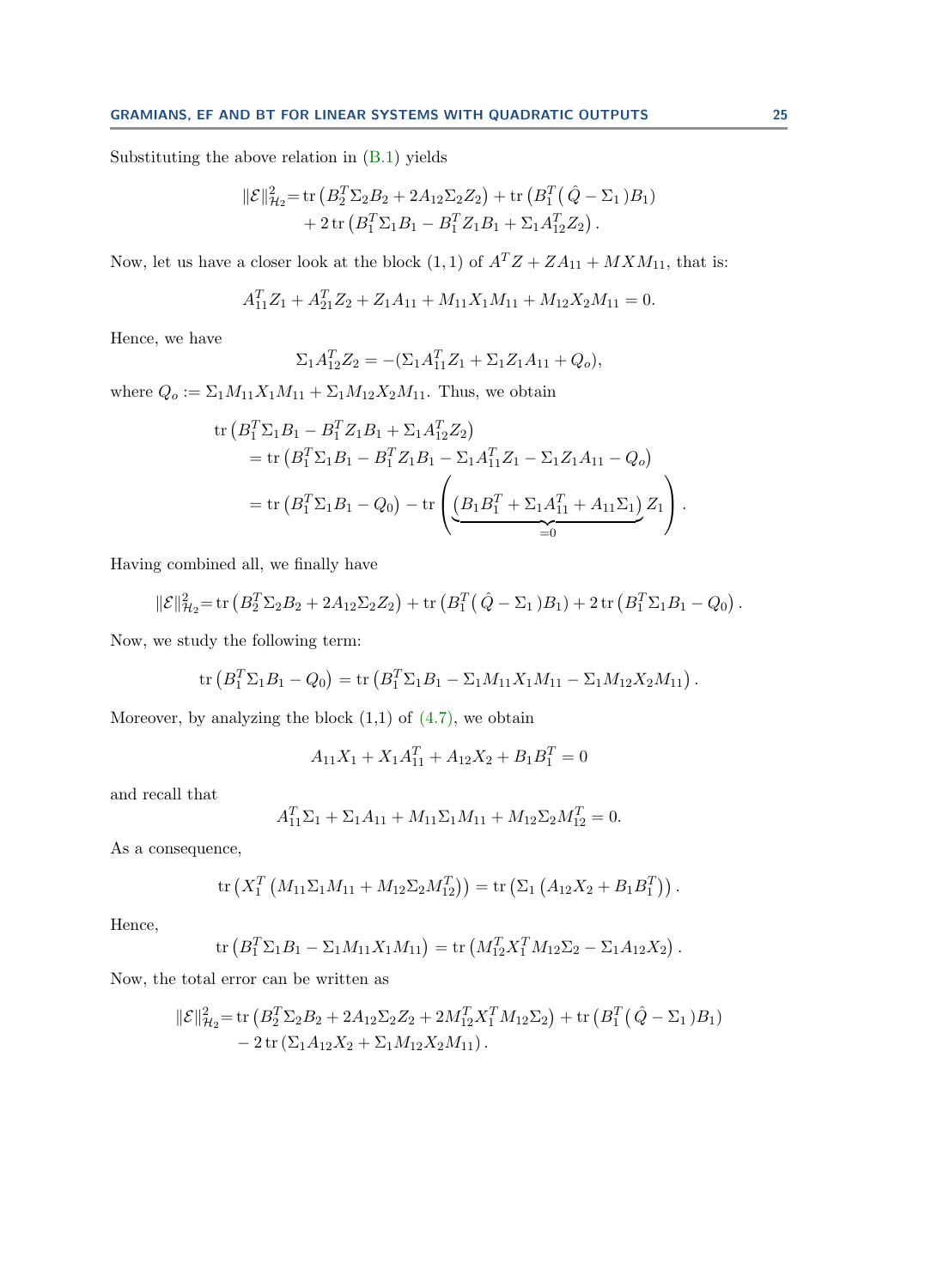Substituting the above relation in (B.1) yields

$$
\begin{aligned}
\|\mathcal{E}\|_{\mathcal{H}_2}^2 = & \operatorname{tr}\left(B_2^T \Sigma_2 B_2 + 2A_{12}\Sigma_2 Z_2\right) + \operatorname{tr}\left(B_1^T \left(\hat{Q} - \Sigma_1\right) B_1\right) \\
& + 2\operatorname{tr}\left(B_1^T \Sigma_1 B_1 - B_1^T Z_1 B_1 + \Sigma_1 A_{12}^T Z_2\right).
\end{aligned}
$$

Now, let us have a closer look at the block $(1,1)$ of $A^T Z + Z A_{11} + M X M_{11}$, that is:

$$
A_{11}^T Z_1 + A_{21}^T Z_2 + Z_1 A_{11} + M_{11} X_1 M_{11} + M_{12} X_2 M_{11} = 0.
$$

Hence, we have

$$
\Sigma_1 A_{12}^T Z_2 = -(\Sigma_1 A_{11}^T Z_1 + \Sigma_1 Z_1 A_{11} + Q_o),
$$

where $Q_o := \Sigma_1 M_{11} X_1 M_{11} + \Sigma_1 M_{12} X_2 M_{11}$. Thus, we obtain

$$
\begin{aligned}
& \operatorname{tr}\left(B_1^T \Sigma_1 B_1 - B_1^T Z_1 B_1 + \Sigma_1 A_{12}^T Z_2\right) \\
& \quad = \operatorname{tr}\left(B_1^T \Sigma_1 B_1 - B_1^T Z_1 B_1 - \Sigma_1 A_{11}^T Z_1 - \Sigma_1 Z_1 A_{11} - Q_o\right) \\
& \quad = \operatorname{tr}\left(B_1^T \Sigma_1 B_1 - Q_0\right) - \operatorname{tr}\left(\underbrace{\left(B_1 B_1^T + \Sigma_1 A_{11}^T + A_{11}\Sigma_1\right)}_{=0} Z_1\right).
\end{aligned}
$$

Having combined all, we finally have

$$
\|\mathcal{E}\|_{\mathcal{H}_2}^2 = \operatorname{tr}\left(B_2^T \Sigma_2 B_2 + 2A_{12}\Sigma_2 Z_2\right) + \operatorname{tr}\left(B_1^T \left(\hat{Q} - \Sigma_1\right) B_1\right) + 2\operatorname{tr}\left(B_1^T \Sigma_1 B_1 - Q_0\right).
$$

Now, we study the following term:

$$
\operatorname{tr}\left(B_1^T \Sigma_1 B_1 - Q_0\right) = \operatorname{tr}\left(B_1^T \Sigma_1 B_1 - \Sigma_1 M_{11} X_1 M_{11} - \Sigma_1 M_{12} X_2 M_{11}\right).
$$

Moreover, by analyzing the block (1,1) of (4.7), we obtain

$$
A_{11} X_1 + X_1 A_{11}^T + A_{12} X_2 + B_1 B_1^T = 0
$$

and recall that

$$
A_{11}^T \Sigma_1 + \Sigma_1 A_{11} + M_{11}\Sigma_1 M_{11} + M_{12}\Sigma_2 M_{12}^T = 0.
$$

As a consequence,

$$
\operatorname{tr}\left(X_1^T \left(M_{11}\Sigma_1 M_{11} + M_{12}\Sigma_2 M_{12}^T\right)\right) = \operatorname{tr}\left(\Sigma_1 \left(A_{12} X_2 + B_1 B_1^T\right)\right).
$$

Hence,

$$
\operatorname{tr}\left(B_1^T \Sigma_1 B_1 - \Sigma_1 M_{11} X_1 M_{11}\right) = \operatorname{tr}\left(M_{12}^T X_1^T M_{12}\Sigma_2 - \Sigma_1 A_{12} X_2\right).
$$

Now, the total error can be written as

$$
\begin{aligned}
\|\mathcal{E}\|_{\mathcal{H}_2}^2 = & \operatorname{tr}\left(B_2^T \Sigma_2 B_2 + 2A_{12}\Sigma_2 Z_2 + 2M_{12}^T X_1^T M_{12}\Sigma_2\right) + \operatorname{tr}\left(B_1^T \left(\hat{Q} - \Sigma_1\right) B_1\right) \\
& - 2\operatorname{tr}\left(\Sigma_1 A_{12} X_2 + \Sigma_1 M_{12} X_2 M_{11}\right).
\end{aligned}
$$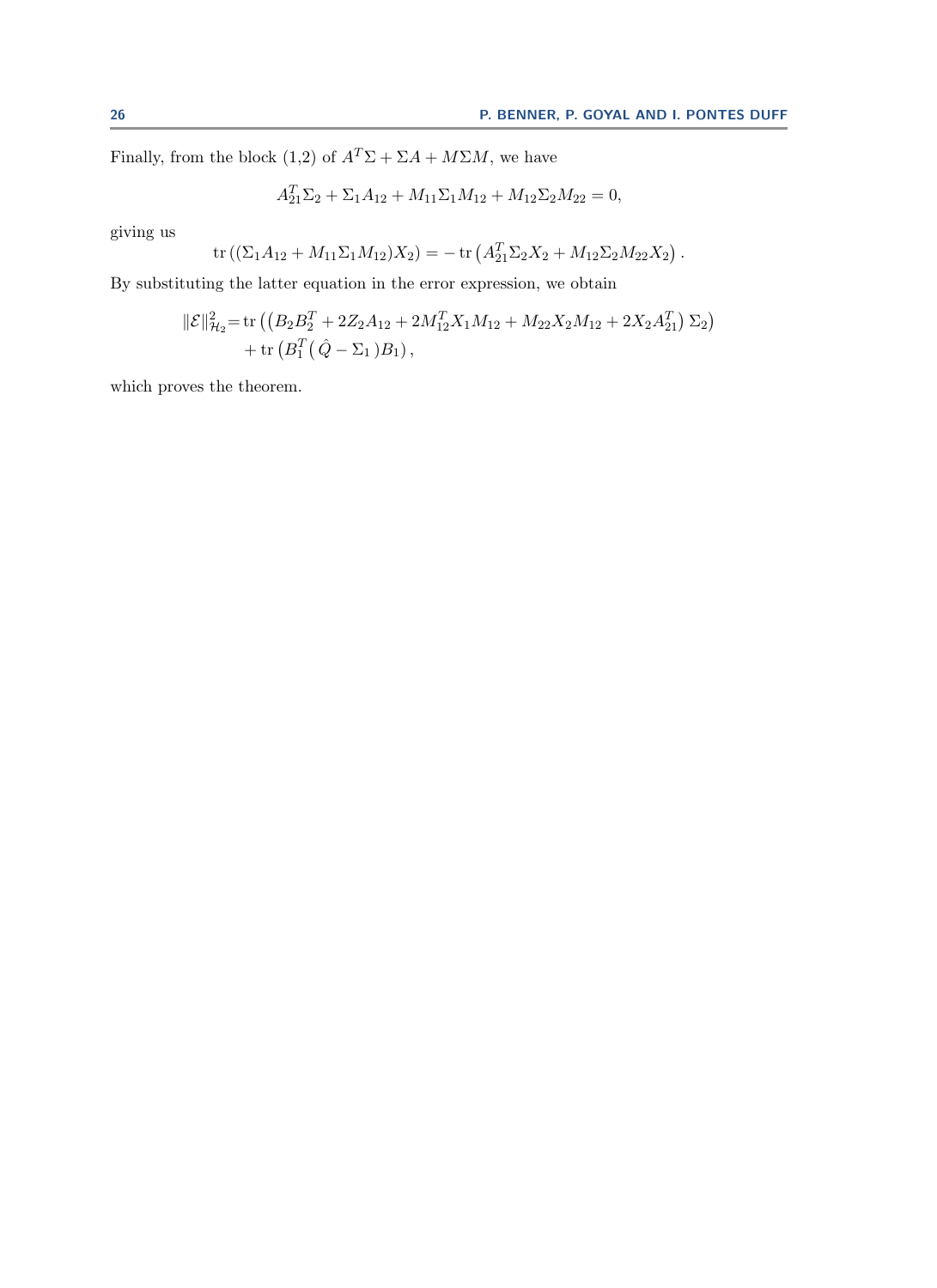Finally, from the block (1,2) of $A^T\Sigma + \Sigma A + M\Sigma M$, we have

$$A_{21}^T\Sigma_2 + \Sigma_1 A_{12} + M_{11}\Sigma_1 M_{12} + M_{12}\Sigma_2 M_{22} = 0,$$

giving us

$$\operatorname{tr}\left((\Sigma_1 A_{12} + M_{11}\Sigma_1 M_{12})X_2\right) = -\operatorname{tr}\left(A_{21}^T\Sigma_2 X_2 + M_{12}\Sigma_2 M_{22} X_2\right).$$

By substituting the latter equation in the error expression, we obtain

$$\begin{aligned}
\|\mathcal{E}\|_{\mathcal{H}_2}^2 = &\operatorname{tr}\left(\left(B_2 B_2^T + 2Z_2 A_{12} + 2M_{12}^T X_1 M_{12} + M_{22} X_2 M_{12} + 2X_2 A_{21}^T\right)\Sigma_2\right) \\
&+ \operatorname{tr}\left(B_1^T\left(\hat{Q} - \Sigma_1\right)B_1\right),
\end{aligned}$$

which proves the theorem.